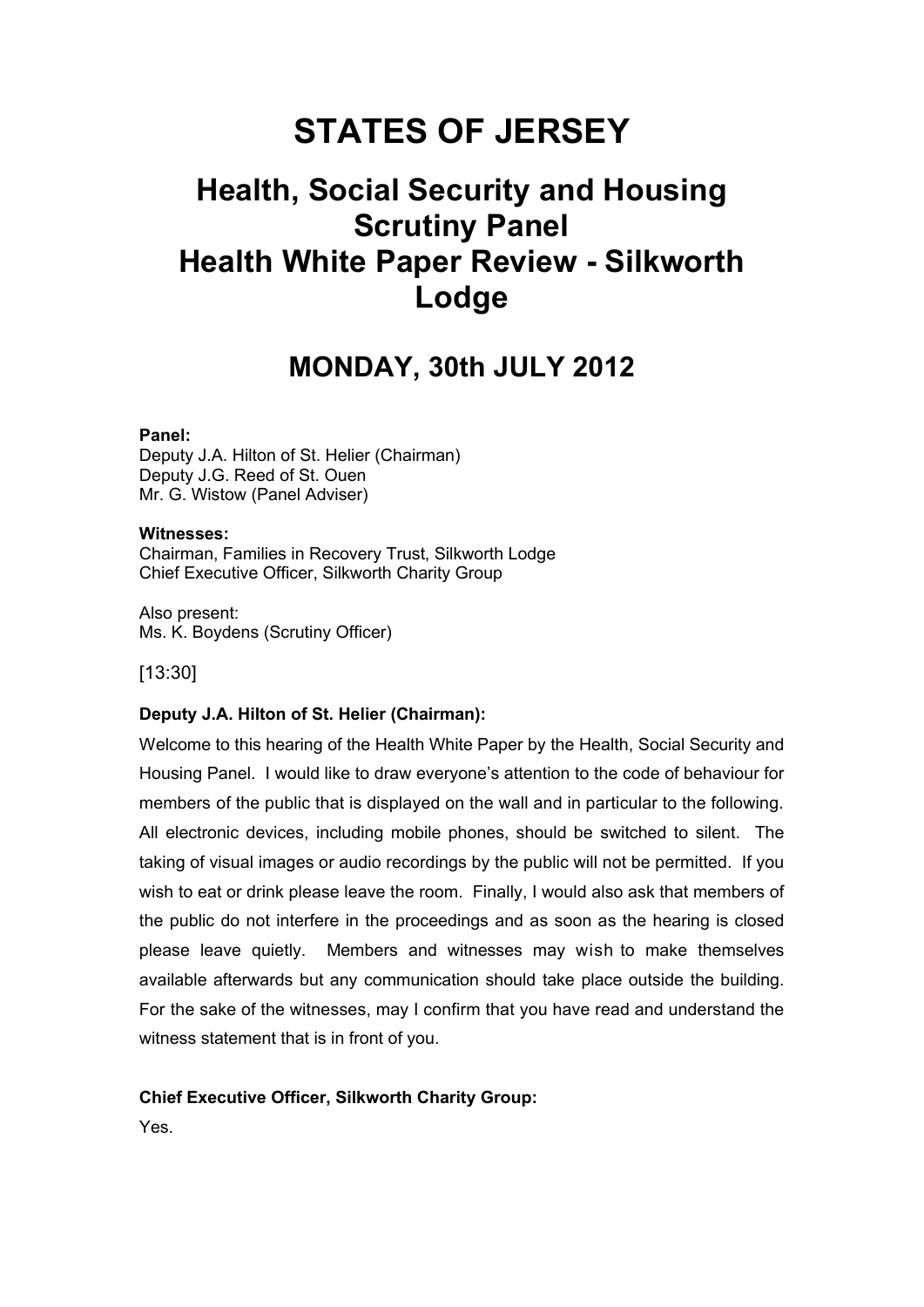# STATES OF JERSEY

## Health, Social Security and Housing Scrutiny Panel
## Health White Paper Review - Silkworth Lodge

## MONDAY, 30th JULY 2012

**Panel:**
Deputy J.A. Hilton of St. Helier (Chairman)
Deputy J.G. Reed of St. Ouen
Mr. G. Wistow (Panel Adviser)

**Witnesses:**
Chairman, Families in Recovery Trust, Silkworth Lodge
Chief Executive Officer, Silkworth Charity Group

Also present:
Ms. K. Boydens (Scrutiny Officer)

[13:30]

**Deputy J.A. Hilton of St. Helier (Chairman):**

Welcome to this hearing of the Health White Paper by the Health, Social Security and Housing Panel. I would like to draw everyone's attention to the code of behaviour for members of the public that is displayed on the wall and in particular to the following. All electronic devices, including mobile phones, should be switched to silent. The taking of visual images or audio recordings by the public will not be permitted. If you wish to eat or drink please leave the room. Finally, I would also ask that members of the public do not interfere in the proceedings and as soon as the hearing is closed please leave quietly. Members and witnesses may wish to make themselves available afterwards but any communication should take place outside the building. For the sake of the witnesses, may I confirm that you have read and understand the witness statement that is in front of you.

**Chief Executive Officer, Silkworth Charity Group:**

Yes.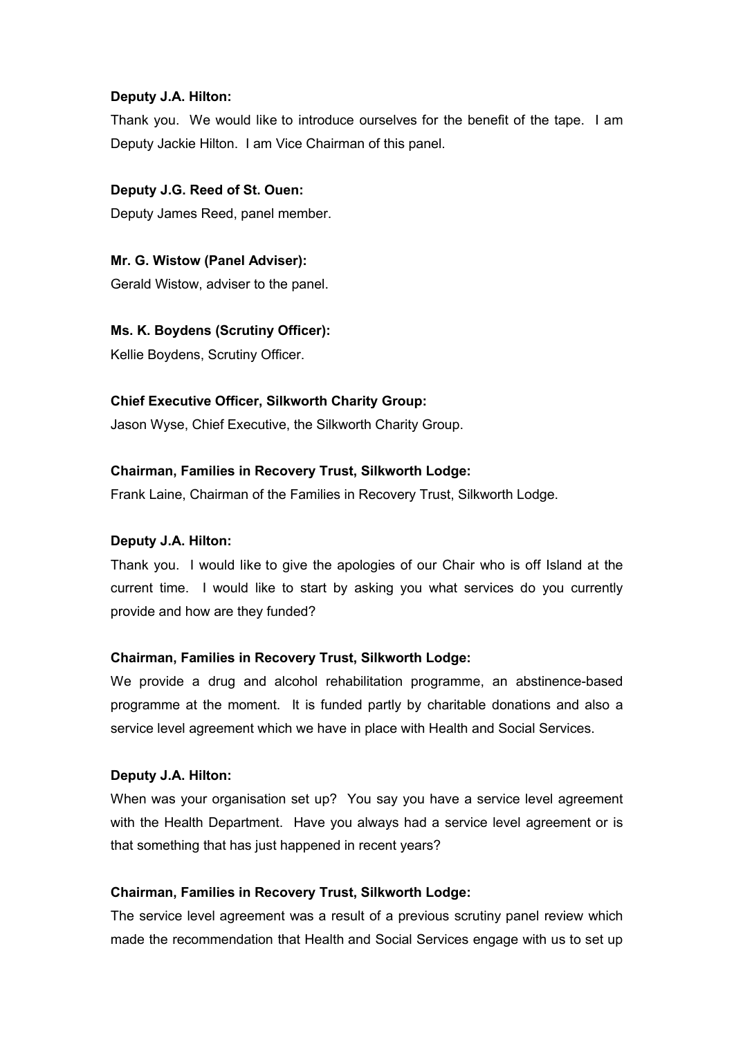**Deputy J.A. Hilton:**

Thank you. We would like to introduce ourselves for the benefit of the tape. I am Deputy Jackie Hilton. I am Vice Chairman of this panel.

**Deputy J.G. Reed of St. Ouen:**

Deputy James Reed, panel member.

**Mr. G. Wistow (Panel Adviser):**

Gerald Wistow, adviser to the panel.

**Ms. K. Boydens (Scrutiny Officer):**

Kellie Boydens, Scrutiny Officer.

**Chief Executive Officer, Silkworth Charity Group:**

Jason Wyse, Chief Executive, the Silkworth Charity Group.

**Chairman, Families in Recovery Trust, Silkworth Lodge:**

Frank Laine, Chairman of the Families in Recovery Trust, Silkworth Lodge.

**Deputy J.A. Hilton:**

Thank you. I would like to give the apologies of our Chair who is off Island at the current time. I would like to start by asking you what services do you currently provide and how are they funded?

**Chairman, Families in Recovery Trust, Silkworth Lodge:**

We provide a drug and alcohol rehabilitation programme, an abstinence-based programme at the moment. It is funded partly by charitable donations and also a service level agreement which we have in place with Health and Social Services.

**Deputy J.A. Hilton:**

When was your organisation set up? You say you have a service level agreement with the Health Department. Have you always had a service level agreement or is that something that has just happened in recent years?

**Chairman, Families in Recovery Trust, Silkworth Lodge:**

The service level agreement was a result of a previous scrutiny panel review which made the recommendation that Health and Social Services engage with us to set up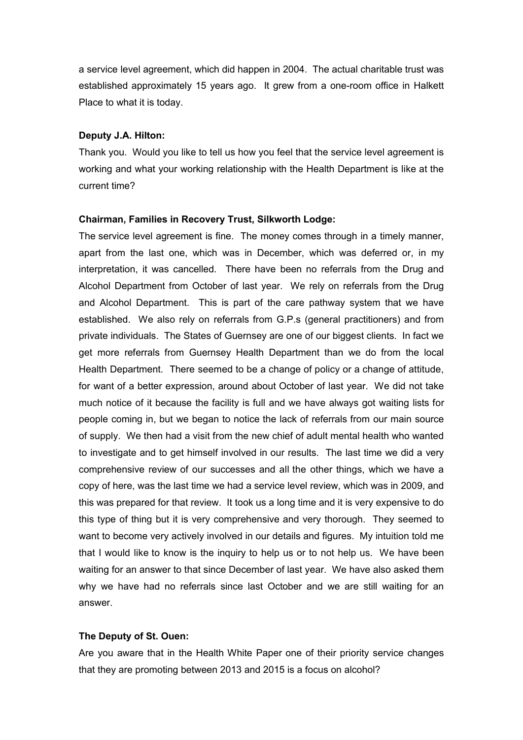a service level agreement, which did happen in 2004. The actual charitable trust was established approximately 15 years ago. It grew from a one-room office in Halkett Place to what it is today.

**Deputy J.A. Hilton:**

Thank you. Would you like to tell us how you feel that the service level agreement is working and what your working relationship with the Health Department is like at the current time?

**Chairman, Families in Recovery Trust, Silkworth Lodge:**

The service level agreement is fine. The money comes through in a timely manner, apart from the last one, which was in December, which was deferred or, in my interpretation, it was cancelled. There have been no referrals from the Drug and Alcohol Department from October of last year. We rely on referrals from the Drug and Alcohol Department. This is part of the care pathway system that we have established. We also rely on referrals from G.P.s (general practitioners) and from private individuals. The States of Guernsey are one of our biggest clients. In fact we get more referrals from Guernsey Health Department than we do from the local Health Department. There seemed to be a change of policy or a change of attitude, for want of a better expression, around about October of last year. We did not take much notice of it because the facility is full and we have always got waiting lists for people coming in, but we began to notice the lack of referrals from our main source of supply. We then had a visit from the new chief of adult mental health who wanted to investigate and to get himself involved in our results. The last time we did a very comprehensive review of our successes and all the other things, which we have a copy of here, was the last time we had a service level review, which was in 2009, and this was prepared for that review. It took us a long time and it is very expensive to do this type of thing but it is very comprehensive and very thorough. They seemed to want to become very actively involved in our details and figures. My intuition told me that I would like to know is the inquiry to help us or to not help us. We have been waiting for an answer to that since December of last year. We have also asked them why we have had no referrals since last October and we are still waiting for an answer.

**The Deputy of St. Ouen:**

Are you aware that in the Health White Paper one of their priority service changes that they are promoting between 2013 and 2015 is a focus on alcohol?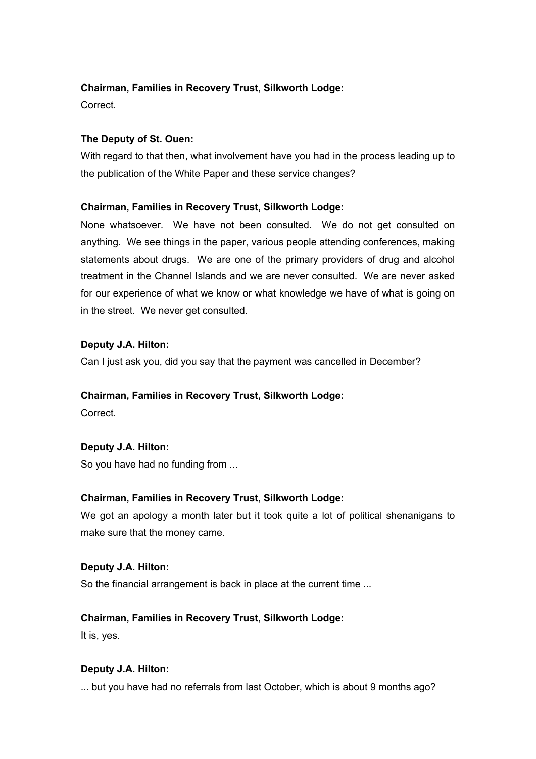**Chairman, Families in Recovery Trust, Silkworth Lodge:**

Correct.

**The Deputy of St. Ouen:**

With regard to that then, what involvement have you had in the process leading up to the publication of the White Paper and these service changes?

**Chairman, Families in Recovery Trust, Silkworth Lodge:**

None whatsoever. We have not been consulted. We do not get consulted on anything. We see things in the paper, various people attending conferences, making statements about drugs. We are one of the primary providers of drug and alcohol treatment in the Channel Islands and we are never consulted. We are never asked for our experience of what we know or what knowledge we have of what is going on in the street. We never get consulted.

**Deputy J.A. Hilton:**

Can I just ask you, did you say that the payment was cancelled in December?

**Chairman, Families in Recovery Trust, Silkworth Lodge:**

Correct.

**Deputy J.A. Hilton:**

So you have had no funding from ...

**Chairman, Families in Recovery Trust, Silkworth Lodge:**

We got an apology a month later but it took quite a lot of political shenanigans to make sure that the money came.

**Deputy J.A. Hilton:**

So the financial arrangement is back in place at the current time ...

**Chairman, Families in Recovery Trust, Silkworth Lodge:**

It is, yes.

**Deputy J.A. Hilton:**

... but you have had no referrals from last October, which is about 9 months ago?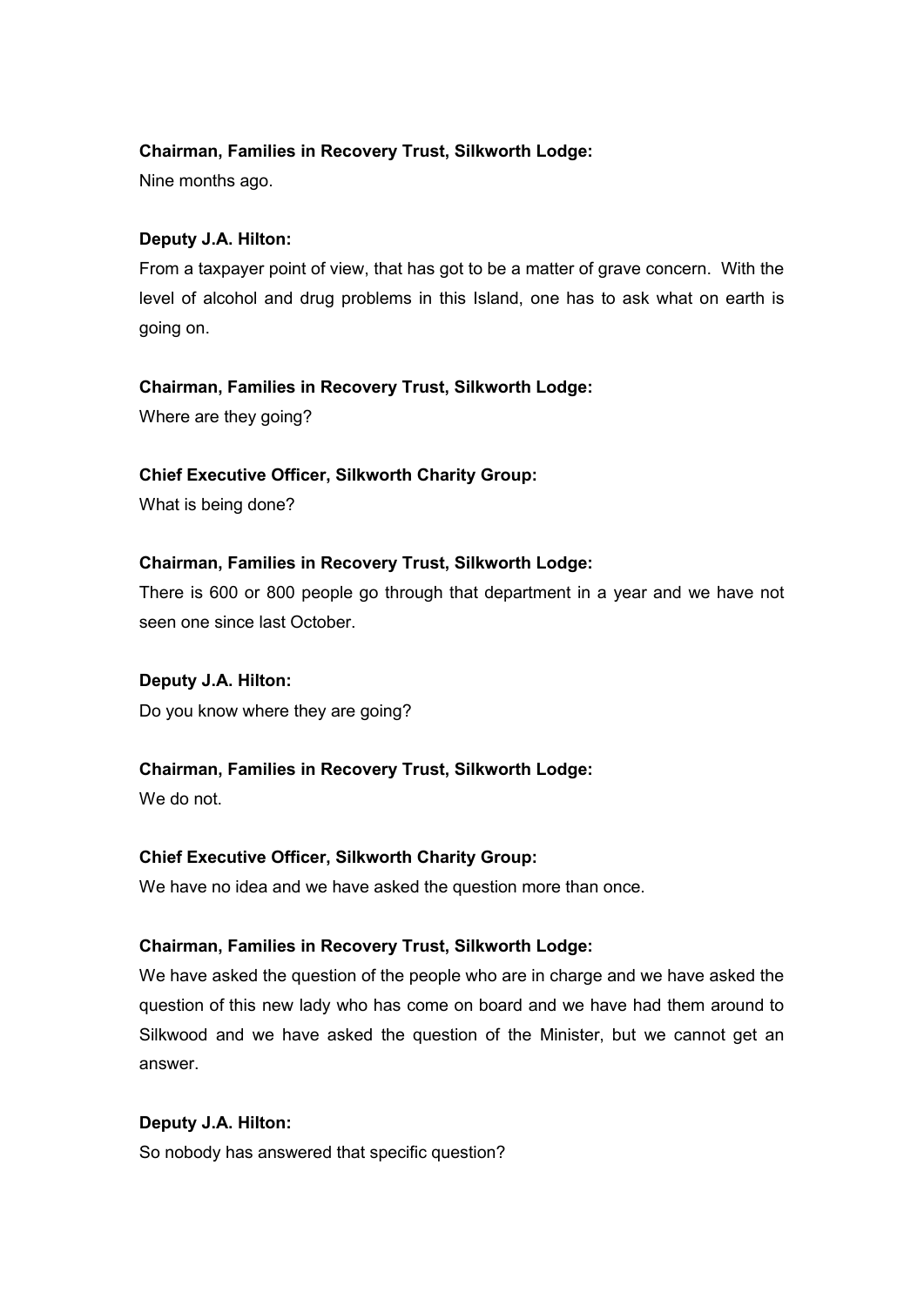**Chairman, Families in Recovery Trust, Silkworth Lodge:**

Nine months ago.

**Deputy J.A. Hilton:**

From a taxpayer point of view, that has got to be a matter of grave concern. With the level of alcohol and drug problems in this Island, one has to ask what on earth is going on.

**Chairman, Families in Recovery Trust, Silkworth Lodge:**

Where are they going?

**Chief Executive Officer, Silkworth Charity Group:**

What is being done?

**Chairman, Families in Recovery Trust, Silkworth Lodge:**

There is 600 or 800 people go through that department in a year and we have not seen one since last October.

**Deputy J.A. Hilton:**

Do you know where they are going?

**Chairman, Families in Recovery Trust, Silkworth Lodge:**

We do not.

**Chief Executive Officer, Silkworth Charity Group:**

We have no idea and we have asked the question more than once.

**Chairman, Families in Recovery Trust, Silkworth Lodge:**

We have asked the question of the people who are in charge and we have asked the question of this new lady who has come on board and we have had them around to Silkwood and we have asked the question of the Minister, but we cannot get an answer.

**Deputy J.A. Hilton:**

So nobody has answered that specific question?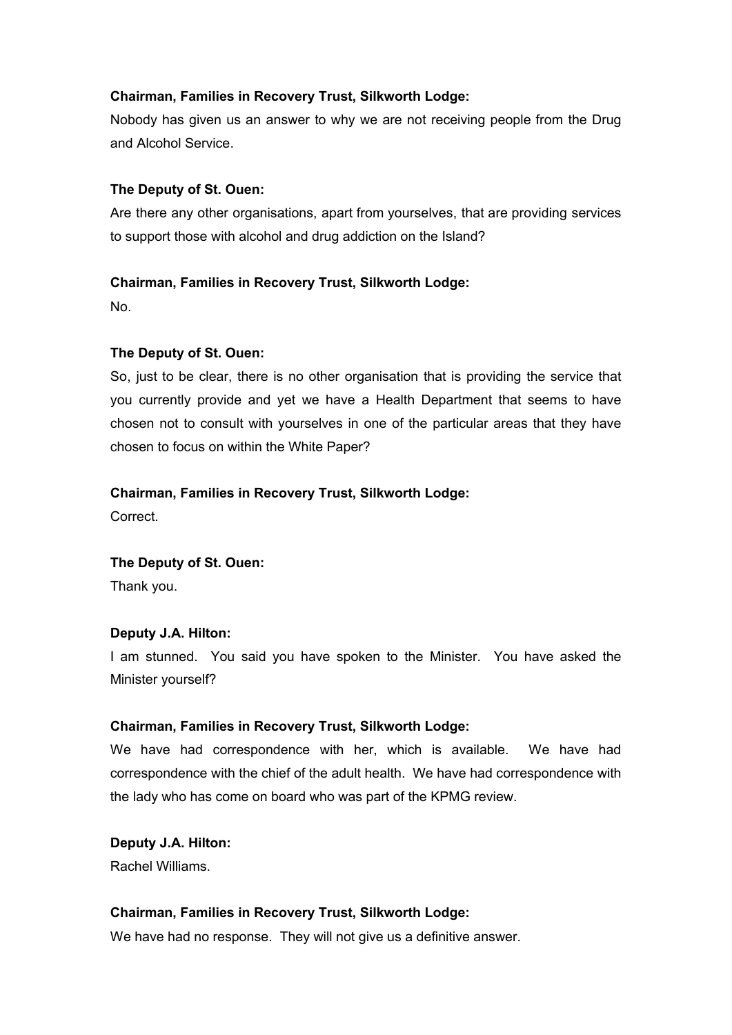**Chairman, Families in Recovery Trust, Silkworth Lodge:**

Nobody has given us an answer to why we are not receiving people from the Drug and Alcohol Service.

**The Deputy of St. Ouen:**

Are there any other organisations, apart from yourselves, that are providing services to support those with alcohol and drug addiction on the Island?

**Chairman, Families in Recovery Trust, Silkworth Lodge:**

No.

**The Deputy of St. Ouen:**

So, just to be clear, there is no other organisation that is providing the service that you currently provide and yet we have a Health Department that seems to have chosen not to consult with yourselves in one of the particular areas that they have chosen to focus on within the White Paper?

**Chairman, Families in Recovery Trust, Silkworth Lodge:**

Correct.

**The Deputy of St. Ouen:**

Thank you.

**Deputy J.A. Hilton:**

I am stunned. You said you have spoken to the Minister. You have asked the Minister yourself?

**Chairman, Families in Recovery Trust, Silkworth Lodge:**

We have had correspondence with her, which is available. We have had correspondence with the chief of the adult health. We have had correspondence with the lady who has come on board who was part of the KPMG review.

**Deputy J.A. Hilton:**

Rachel Williams.

**Chairman, Families in Recovery Trust, Silkworth Lodge:**

We have had no response. They will not give us a definitive answer.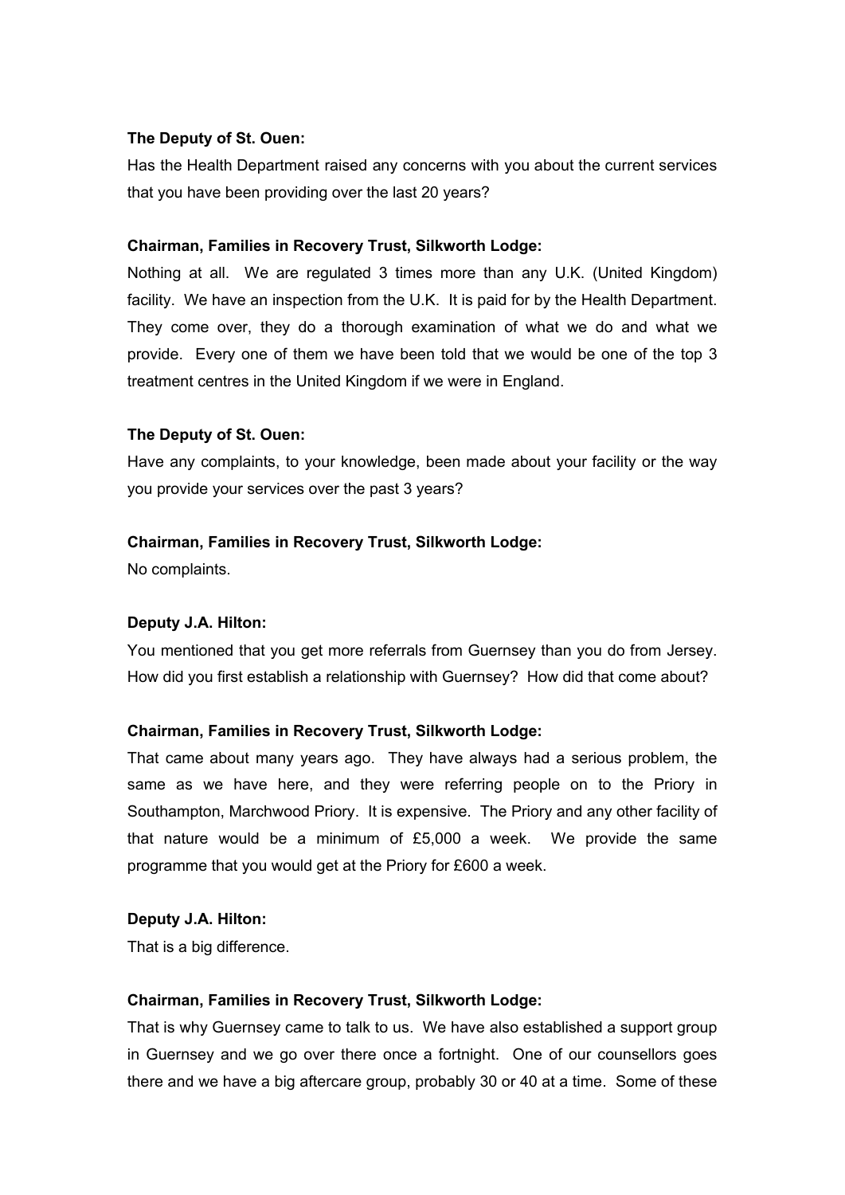**The Deputy of St. Ouen:**

Has the Health Department raised any concerns with you about the current services that you have been providing over the last 20 years?

**Chairman, Families in Recovery Trust, Silkworth Lodge:**

Nothing at all. We are regulated 3 times more than any U.K. (United Kingdom) facility. We have an inspection from the U.K. It is paid for by the Health Department. They come over, they do a thorough examination of what we do and what we provide. Every one of them we have been told that we would be one of the top 3 treatment centres in the United Kingdom if we were in England.

**The Deputy of St. Ouen:**

Have any complaints, to your knowledge, been made about your facility or the way you provide your services over the past 3 years?

**Chairman, Families in Recovery Trust, Silkworth Lodge:**

No complaints.

**Deputy J.A. Hilton:**

You mentioned that you get more referrals from Guernsey than you do from Jersey. How did you first establish a relationship with Guernsey? How did that come about?

**Chairman, Families in Recovery Trust, Silkworth Lodge:**

That came about many years ago. They have always had a serious problem, the same as we have here, and they were referring people on to the Priory in Southampton, Marchwood Priory. It is expensive. The Priory and any other facility of that nature would be a minimum of £5,000 a week. We provide the same programme that you would get at the Priory for £600 a week.

**Deputy J.A. Hilton:**

That is a big difference.

**Chairman, Families in Recovery Trust, Silkworth Lodge:**

That is why Guernsey came to talk to us. We have also established a support group in Guernsey and we go over there once a fortnight. One of our counsellors goes there and we have a big aftercare group, probably 30 or 40 at a time. Some of these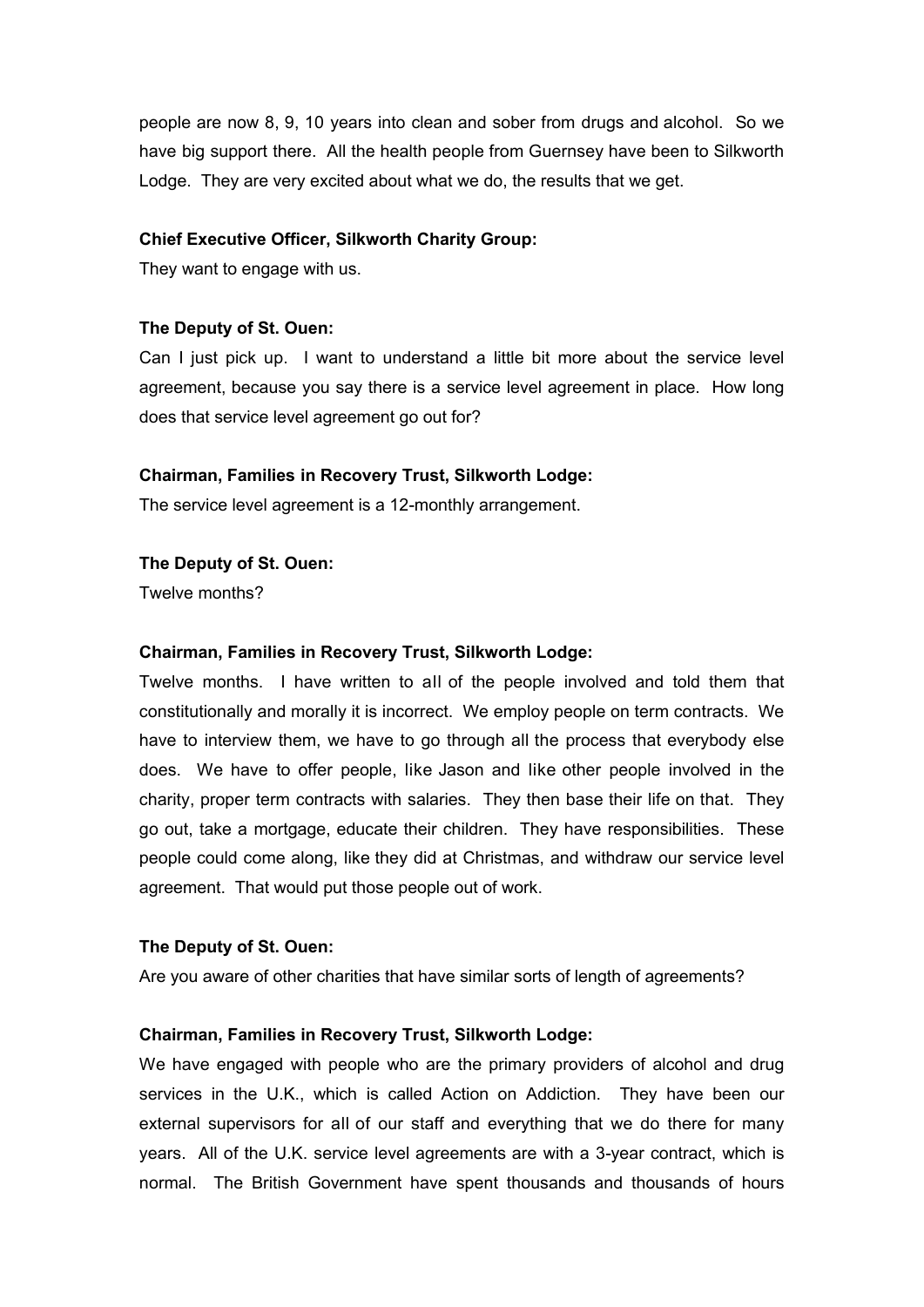people are now 8, 9, 10 years into clean and sober from drugs and alcohol. So we have big support there. All the health people from Guernsey have been to Silkworth Lodge. They are very excited about what we do, the results that we get.

**Chief Executive Officer, Silkworth Charity Group:**

They want to engage with us.

**The Deputy of St. Ouen:**

Can I just pick up. I want to understand a little bit more about the service level agreement, because you say there is a service level agreement in place. How long does that service level agreement go out for?

**Chairman, Families in Recovery Trust, Silkworth Lodge:**

The service level agreement is a 12-monthly arrangement.

**The Deputy of St. Ouen:**

Twelve months?

**Chairman, Families in Recovery Trust, Silkworth Lodge:**

Twelve months. I have written to all of the people involved and told them that constitutionally and morally it is incorrect. We employ people on term contracts. We have to interview them, we have to go through all the process that everybody else does. We have to offer people, like Jason and like other people involved in the charity, proper term contracts with salaries. They then base their life on that. They go out, take a mortgage, educate their children. They have responsibilities. These people could come along, like they did at Christmas, and withdraw our service level agreement. That would put those people out of work.

**The Deputy of St. Ouen:**

Are you aware of other charities that have similar sorts of length of agreements?

**Chairman, Families in Recovery Trust, Silkworth Lodge:**

We have engaged with people who are the primary providers of alcohol and drug services in the U.K., which is called Action on Addiction. They have been our external supervisors for all of our staff and everything that we do there for many years. All of the U.K. service level agreements are with a 3-year contract, which is normal. The British Government have spent thousands and thousands of hours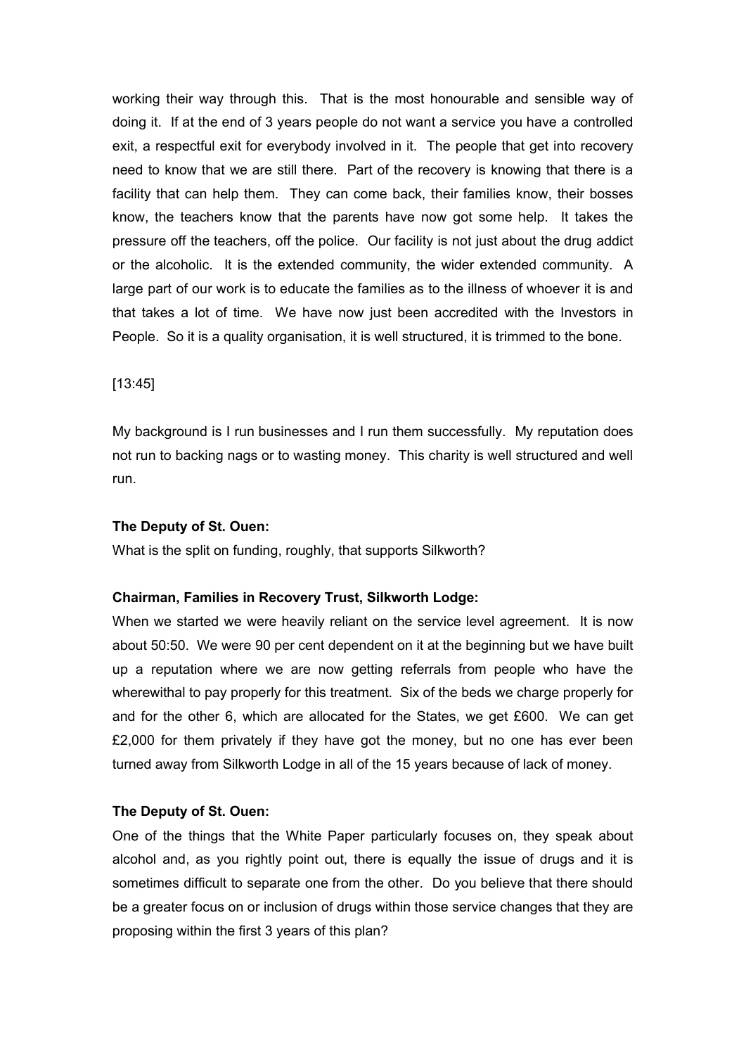working their way through this. That is the most honourable and sensible way of doing it. If at the end of 3 years people do not want a service you have a controlled exit, a respectful exit for everybody involved in it. The people that get into recovery need to know that we are still there. Part of the recovery is knowing that there is a facility that can help them. They can come back, their families know, their bosses know, the teachers know that the parents have now got some help. It takes the pressure off the teachers, off the police. Our facility is not just about the drug addict or the alcoholic. It is the extended community, the wider extended community. A large part of our work is to educate the families as to the illness of whoever it is and that takes a lot of time. We have now just been accredited with the Investors in People. So it is a quality organisation, it is well structured, it is trimmed to the bone.

[13:45]

My background is I run businesses and I run them successfully. My reputation does not run to backing nags or to wasting money. This charity is well structured and well run.

**The Deputy of St. Ouen:**

What is the split on funding, roughly, that supports Silkworth?

**Chairman, Families in Recovery Trust, Silkworth Lodge:**

When we started we were heavily reliant on the service level agreement. It is now about 50:50. We were 90 per cent dependent on it at the beginning but we have built up a reputation where we are now getting referrals from people who have the wherewithal to pay properly for this treatment. Six of the beds we charge properly for and for the other 6, which are allocated for the States, we get £600. We can get £2,000 for them privately if they have got the money, but no one has ever been turned away from Silkworth Lodge in all of the 15 years because of lack of money.

**The Deputy of St. Ouen:**

One of the things that the White Paper particularly focuses on, they speak about alcohol and, as you rightly point out, there is equally the issue of drugs and it is sometimes difficult to separate one from the other. Do you believe that there should be a greater focus on or inclusion of drugs within those service changes that they are proposing within the first 3 years of this plan?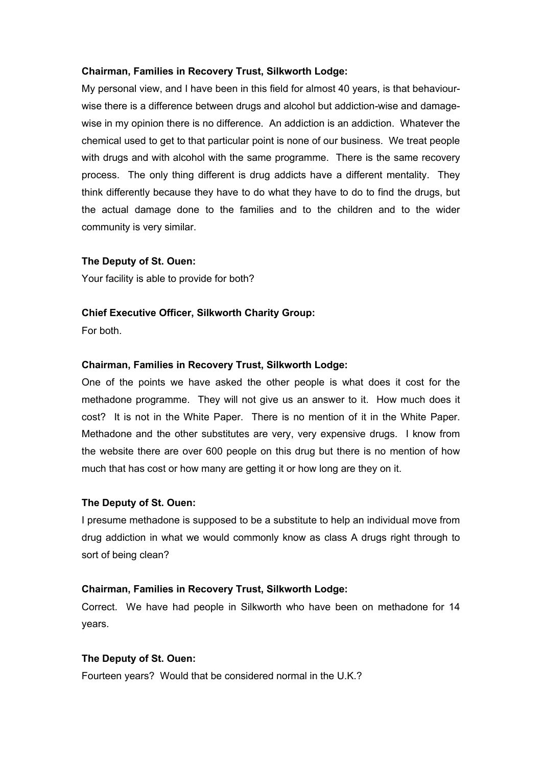**Chairman, Families in Recovery Trust, Silkworth Lodge:**

My personal view, and I have been in this field for almost 40 years, is that behaviour-wise there is a difference between drugs and alcohol but addiction-wise and damage-wise in my opinion there is no difference. An addiction is an addiction. Whatever the chemical used to get to that particular point is none of our business. We treat people with drugs and with alcohol with the same programme. There is the same recovery process. The only thing different is drug addicts have a different mentality. They think differently because they have to do what they have to do to find the drugs, but the actual damage done to the families and to the children and to the wider community is very similar.

**The Deputy of St. Ouen:**

Your facility is able to provide for both?

**Chief Executive Officer, Silkworth Charity Group:**

For both.

**Chairman, Families in Recovery Trust, Silkworth Lodge:**

One of the points we have asked the other people is what does it cost for the methadone programme. They will not give us an answer to it. How much does it cost? It is not in the White Paper. There is no mention of it in the White Paper. Methadone and the other substitutes are very, very expensive drugs. I know from the website there are over 600 people on this drug but there is no mention of how much that has cost or how many are getting it or how long are they on it.

**The Deputy of St. Ouen:**

I presume methadone is supposed to be a substitute to help an individual move from drug addiction in what we would commonly know as class A drugs right through to sort of being clean?

**Chairman, Families in Recovery Trust, Silkworth Lodge:**

Correct. We have had people in Silkworth who have been on methadone for 14 years.

**The Deputy of St. Ouen:**

Fourteen years? Would that be considered normal in the U.K.?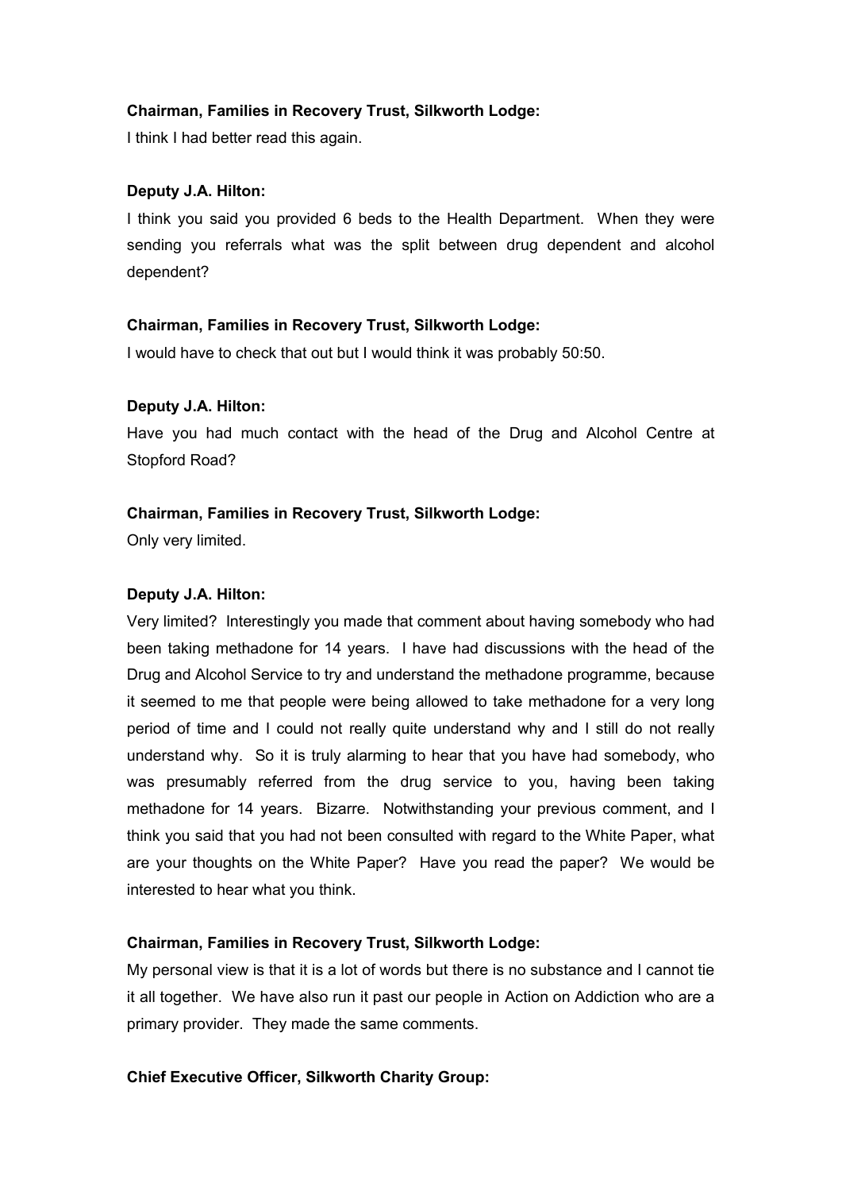**Chairman, Families in Recovery Trust, Silkworth Lodge:**

I think I had better read this again.

**Deputy J.A. Hilton:**

I think you said you provided 6 beds to the Health Department. When they were sending you referrals what was the split between drug dependent and alcohol dependent?

**Chairman, Families in Recovery Trust, Silkworth Lodge:**

I would have to check that out but I would think it was probably 50:50.

**Deputy J.A. Hilton:**

Have you had much contact with the head of the Drug and Alcohol Centre at Stopford Road?

**Chairman, Families in Recovery Trust, Silkworth Lodge:**

Only very limited.

**Deputy J.A. Hilton:**

Very limited? Interestingly you made that comment about having somebody who had been taking methadone for 14 years. I have had discussions with the head of the Drug and Alcohol Service to try and understand the methadone programme, because it seemed to me that people were being allowed to take methadone for a very long period of time and I could not really quite understand why and I still do not really understand why. So it is truly alarming to hear that you have had somebody, who was presumably referred from the drug service to you, having been taking methadone for 14 years. Bizarre. Notwithstanding your previous comment, and I think you said that you had not been consulted with regard to the White Paper, what are your thoughts on the White Paper? Have you read the paper? We would be interested to hear what you think.

**Chairman, Families in Recovery Trust, Silkworth Lodge:**

My personal view is that it is a lot of words but there is no substance and I cannot tie it all together. We have also run it past our people in Action on Addiction who are a primary provider. They made the same comments.

**Chief Executive Officer, Silkworth Charity Group:**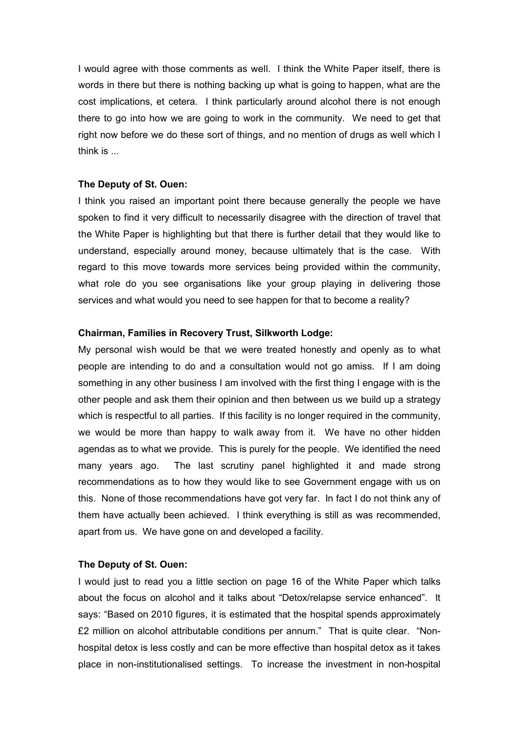I would agree with those comments as well. I think the White Paper itself, there is words in there but there is nothing backing up what is going to happen, what are the cost implications, et cetera. I think particularly around alcohol there is not enough there to go into how we are going to work in the community. We need to get that right now before we do these sort of things, and no mention of drugs as well which I think is ...

**The Deputy of St. Ouen:**

I think you raised an important point there because generally the people we have spoken to find it very difficult to necessarily disagree with the direction of travel that the White Paper is highlighting but that there is further detail that they would like to understand, especially around money, because ultimately that is the case. With regard to this move towards more services being provided within the community, what role do you see organisations like your group playing in delivering those services and what would you need to see happen for that to become a reality?

**Chairman, Families in Recovery Trust, Silkworth Lodge:**

My personal wish would be that we were treated honestly and openly as to what people are intending to do and a consultation would not go amiss. If I am doing something in any other business I am involved with the first thing I engage with is the other people and ask them their opinion and then between us we build up a strategy which is respectful to all parties. If this facility is no longer required in the community, we would be more than happy to walk away from it. We have no other hidden agendas as to what we provide. This is purely for the people. We identified the need many years ago. The last scrutiny panel highlighted it and made strong recommendations as to how they would like to see Government engage with us on this. None of those recommendations have got very far. In fact I do not think any of them have actually been achieved. I think everything is still as was recommended, apart from us. We have gone on and developed a facility.

**The Deputy of St. Ouen:**

I would just to read you a little section on page 16 of the White Paper which talks about the focus on alcohol and it talks about "Detox/relapse service enhanced". It says: "Based on 2010 figures, it is estimated that the hospital spends approximately £2 million on alcohol attributable conditions per annum." That is quite clear. "Non-hospital detox is less costly and can be more effective than hospital detox as it takes place in non-institutionalised settings. To increase the investment in non-hospital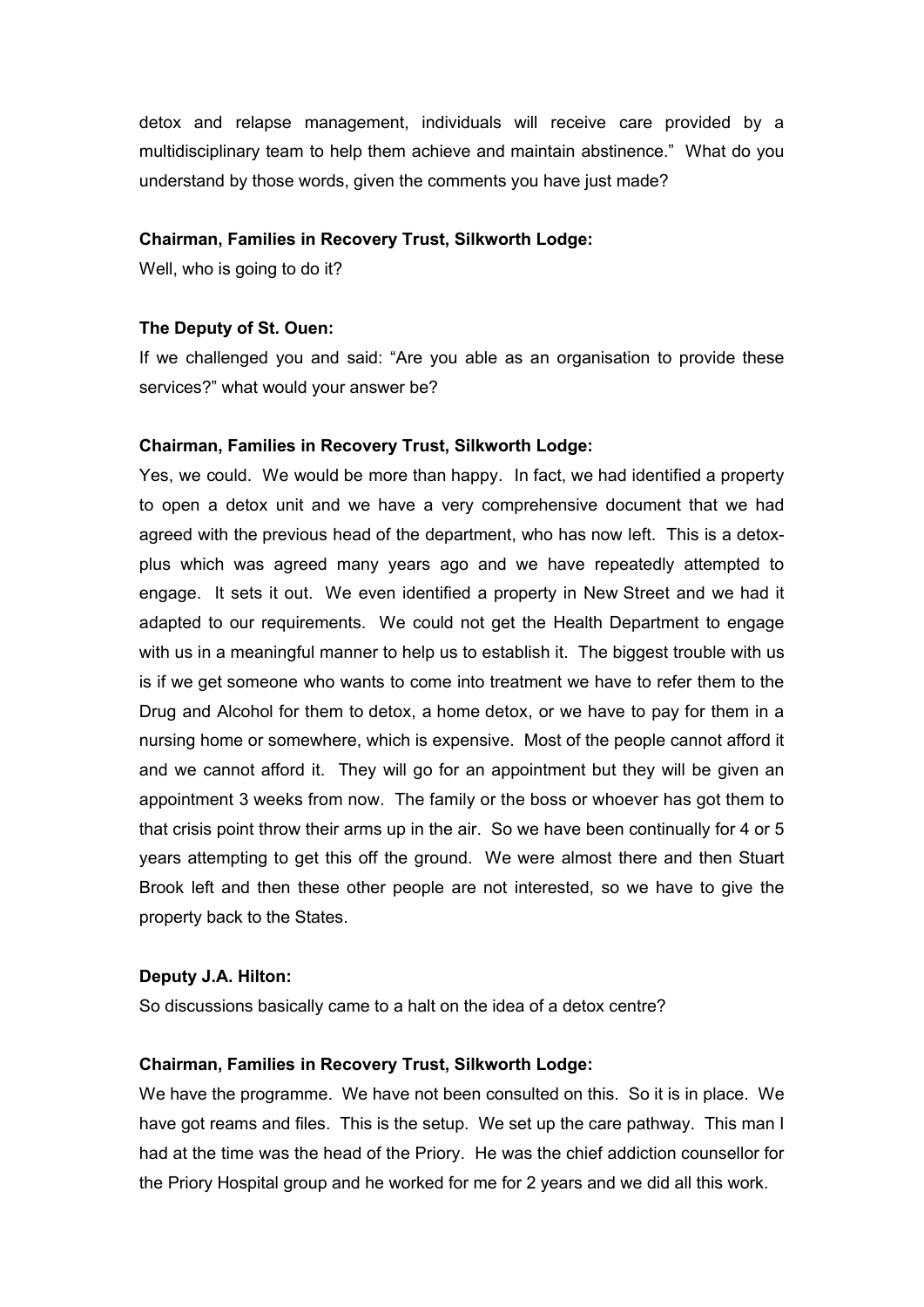detox and relapse management, individuals will receive care provided by a multidisciplinary team to help them achieve and maintain abstinence." What do you understand by those words, given the comments you have just made?

**Chairman, Families in Recovery Trust, Silkworth Lodge:**

Well, who is going to do it?

**The Deputy of St. Ouen:**

If we challenged you and said: "Are you able as an organisation to provide these services?" what would your answer be?

**Chairman, Families in Recovery Trust, Silkworth Lodge:**

Yes, we could. We would be more than happy. In fact, we had identified a property to open a detox unit and we have a very comprehensive document that we had agreed with the previous head of the department, who has now left. This is a detox-plus which was agreed many years ago and we have repeatedly attempted to engage. It sets it out. We even identified a property in New Street and we had it adapted to our requirements. We could not get the Health Department to engage with us in a meaningful manner to help us to establish it. The biggest trouble with us is if we get someone who wants to come into treatment we have to refer them to the Drug and Alcohol for them to detox, a home detox, or we have to pay for them in a nursing home or somewhere, which is expensive. Most of the people cannot afford it and we cannot afford it. They will go for an appointment but they will be given an appointment 3 weeks from now. The family or the boss or whoever has got them to that crisis point throw their arms up in the air. So we have been continually for 4 or 5 years attempting to get this off the ground. We were almost there and then Stuart Brook left and then these other people are not interested, so we have to give the property back to the States.

**Deputy J.A. Hilton:**

So discussions basically came to a halt on the idea of a detox centre?

**Chairman, Families in Recovery Trust, Silkworth Lodge:**

We have the programme. We have not been consulted on this. So it is in place. We have got reams and files. This is the setup. We set up the care pathway. This man I had at the time was the head of the Priory. He was the chief addiction counsellor for the Priory Hospital group and he worked for me for 2 years and we did all this work.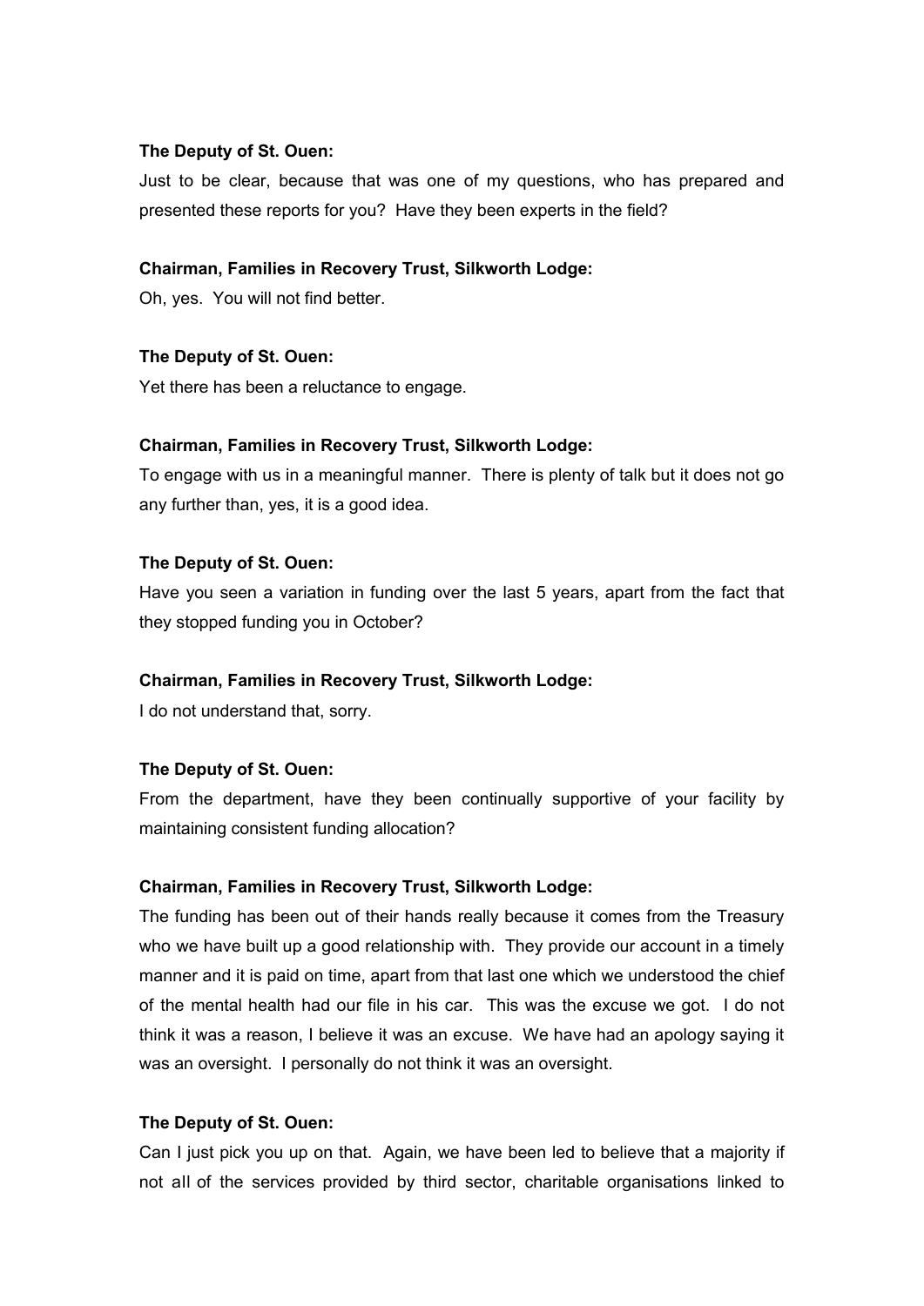**The Deputy of St. Ouen:**

Just to be clear, because that was one of my questions, who has prepared and presented these reports for you? Have they been experts in the field?

**Chairman, Families in Recovery Trust, Silkworth Lodge:**

Oh, yes. You will not find better.

**The Deputy of St. Ouen:**

Yet there has been a reluctance to engage.

**Chairman, Families in Recovery Trust, Silkworth Lodge:**

To engage with us in a meaningful manner. There is plenty of talk but it does not go any further than, yes, it is a good idea.

**The Deputy of St. Ouen:**

Have you seen a variation in funding over the last 5 years, apart from the fact that they stopped funding you in October?

**Chairman, Families in Recovery Trust, Silkworth Lodge:**

I do not understand that, sorry.

**The Deputy of St. Ouen:**

From the department, have they been continually supportive of your facility by maintaining consistent funding allocation?

**Chairman, Families in Recovery Trust, Silkworth Lodge:**

The funding has been out of their hands really because it comes from the Treasury who we have built up a good relationship with. They provide our account in a timely manner and it is paid on time, apart from that last one which we understood the chief of the mental health had our file in his car. This was the excuse we got. I do not think it was a reason, I believe it was an excuse. We have had an apology saying it was an oversight. I personally do not think it was an oversight.

**The Deputy of St. Ouen:**

Can I just pick you up on that. Again, we have been led to believe that a majority if not all of the services provided by third sector, charitable organisations linked to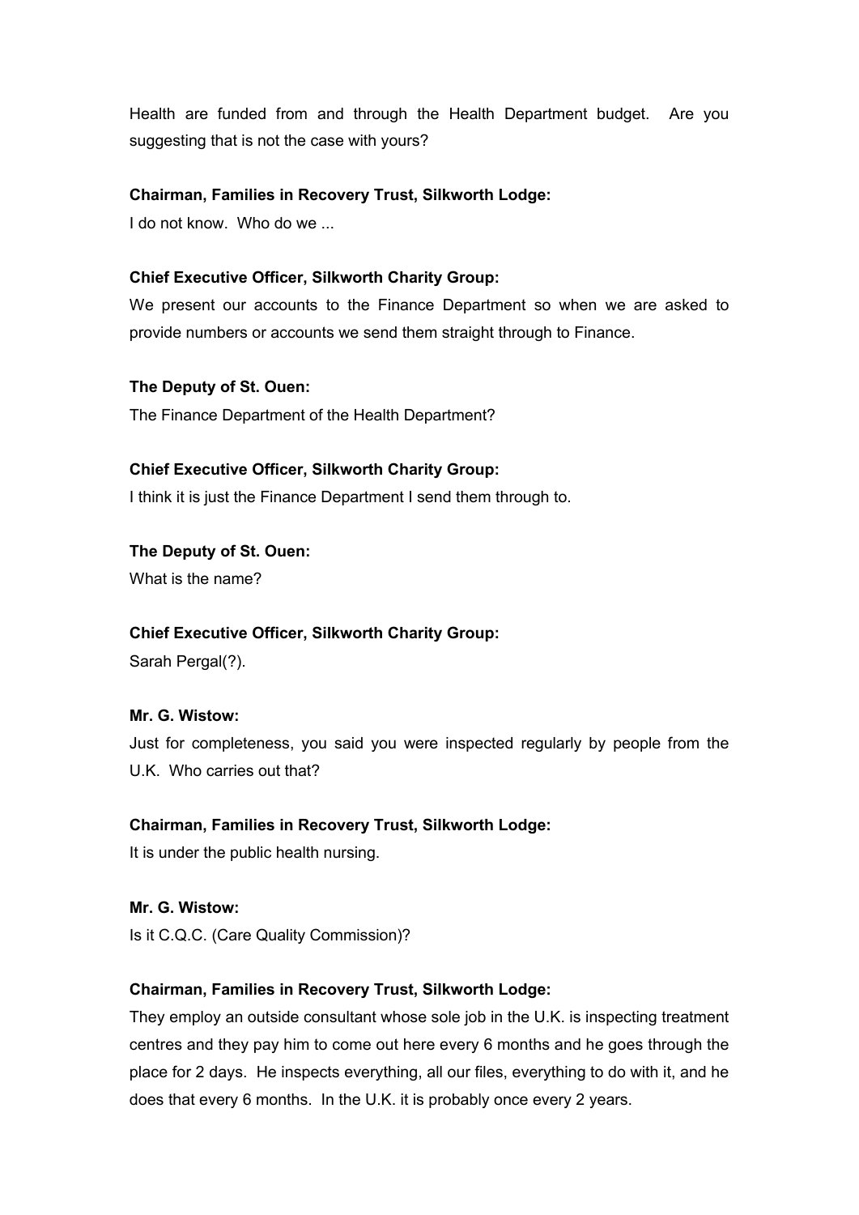Health are funded from and through the Health Department budget. Are you suggesting that is not the case with yours?

**Chairman, Families in Recovery Trust, Silkworth Lodge:**

I do not know. Who do we ...

**Chief Executive Officer, Silkworth Charity Group:**

We present our accounts to the Finance Department so when we are asked to provide numbers or accounts we send them straight through to Finance.

**The Deputy of St. Ouen:**

The Finance Department of the Health Department?

**Chief Executive Officer, Silkworth Charity Group:**

I think it is just the Finance Department I send them through to.

**The Deputy of St. Ouen:**

What is the name?

**Chief Executive Officer, Silkworth Charity Group:**

Sarah Pergal(?).

**Mr. G. Wistow:**

Just for completeness, you said you were inspected regularly by people from the U.K. Who carries out that?

**Chairman, Families in Recovery Trust, Silkworth Lodge:**

It is under the public health nursing.

**Mr. G. Wistow:**

Is it C.Q.C. (Care Quality Commission)?

**Chairman, Families in Recovery Trust, Silkworth Lodge:**

They employ an outside consultant whose sole job in the U.K. is inspecting treatment centres and they pay him to come out here every 6 months and he goes through the place for 2 days. He inspects everything, all our files, everything to do with it, and he does that every 6 months. In the U.K. it is probably once every 2 years.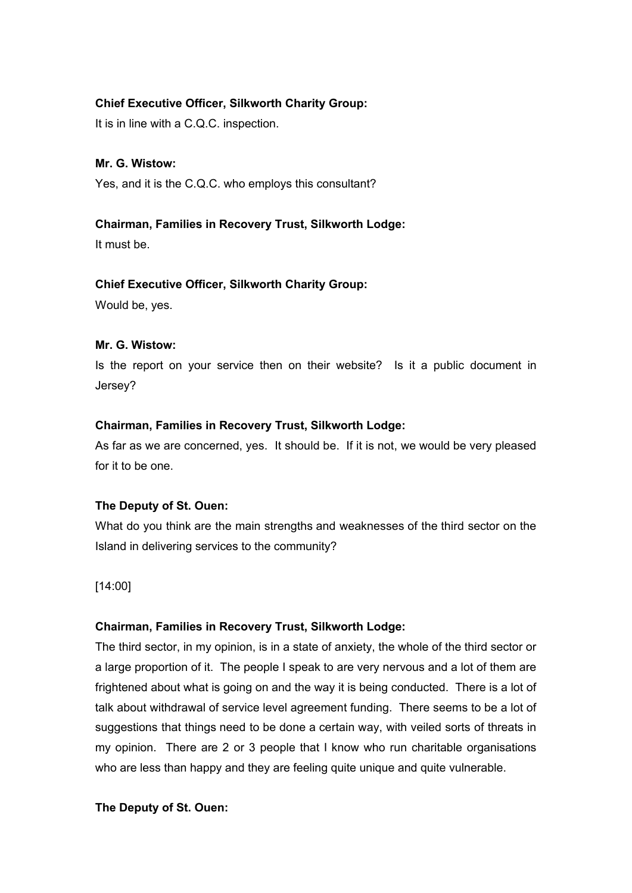**Chief Executive Officer, Silkworth Charity Group:**

It is in line with a C.Q.C. inspection.

**Mr. G. Wistow:**

Yes, and it is the C.Q.C. who employs this consultant?

**Chairman, Families in Recovery Trust, Silkworth Lodge:**

It must be.

**Chief Executive Officer, Silkworth Charity Group:**

Would be, yes.

**Mr. G. Wistow:**

Is the report on your service then on their website? Is it a public document in Jersey?

**Chairman, Families in Recovery Trust, Silkworth Lodge:**

As far as we are concerned, yes. It should be. If it is not, we would be very pleased for it to be one.

**The Deputy of St. Ouen:**

What do you think are the main strengths and weaknesses of the third sector on the Island in delivering services to the community?

[14:00]

**Chairman, Families in Recovery Trust, Silkworth Lodge:**

The third sector, in my opinion, is in a state of anxiety, the whole of the third sector or a large proportion of it. The people I speak to are very nervous and a lot of them are frightened about what is going on and the way it is being conducted. There is a lot of talk about withdrawal of service level agreement funding. There seems to be a lot of suggestions that things need to be done a certain way, with veiled sorts of threats in my opinion. There are 2 or 3 people that I know who run charitable organisations who are less than happy and they are feeling quite unique and quite vulnerable.

**The Deputy of St. Ouen:**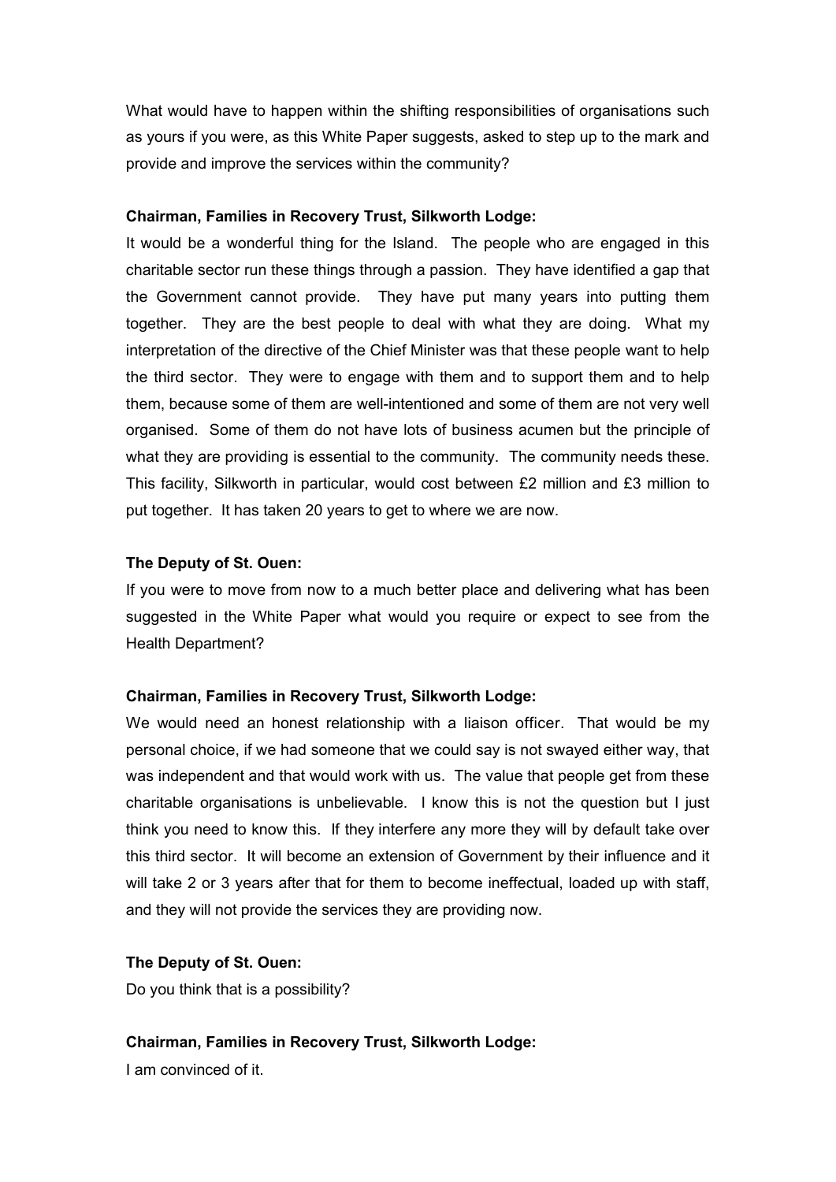What would have to happen within the shifting responsibilities of organisations such as yours if you were, as this White Paper suggests, asked to step up to the mark and provide and improve the services within the community?

**Chairman, Families in Recovery Trust, Silkworth Lodge:**

It would be a wonderful thing for the Island. The people who are engaged in this charitable sector run these things through a passion. They have identified a gap that the Government cannot provide. They have put many years into putting them together. They are the best people to deal with what they are doing. What my interpretation of the directive of the Chief Minister was that these people want to help the third sector. They were to engage with them and to support them and to help them, because some of them are well-intentioned and some of them are not very well organised. Some of them do not have lots of business acumen but the principle of what they are providing is essential to the community. The community needs these. This facility, Silkworth in particular, would cost between £2 million and £3 million to put together. It has taken 20 years to get to where we are now.

**The Deputy of St. Ouen:**

If you were to move from now to a much better place and delivering what has been suggested in the White Paper what would you require or expect to see from the Health Department?

**Chairman, Families in Recovery Trust, Silkworth Lodge:**

We would need an honest relationship with a liaison officer. That would be my personal choice, if we had someone that we could say is not swayed either way, that was independent and that would work with us. The value that people get from these charitable organisations is unbelievable. I know this is not the question but I just think you need to know this. If they interfere any more they will by default take over this third sector. It will become an extension of Government by their influence and it will take 2 or 3 years after that for them to become ineffectual, loaded up with staff, and they will not provide the services they are providing now.

**The Deputy of St. Ouen:**

Do you think that is a possibility?

**Chairman, Families in Recovery Trust, Silkworth Lodge:**

I am convinced of it.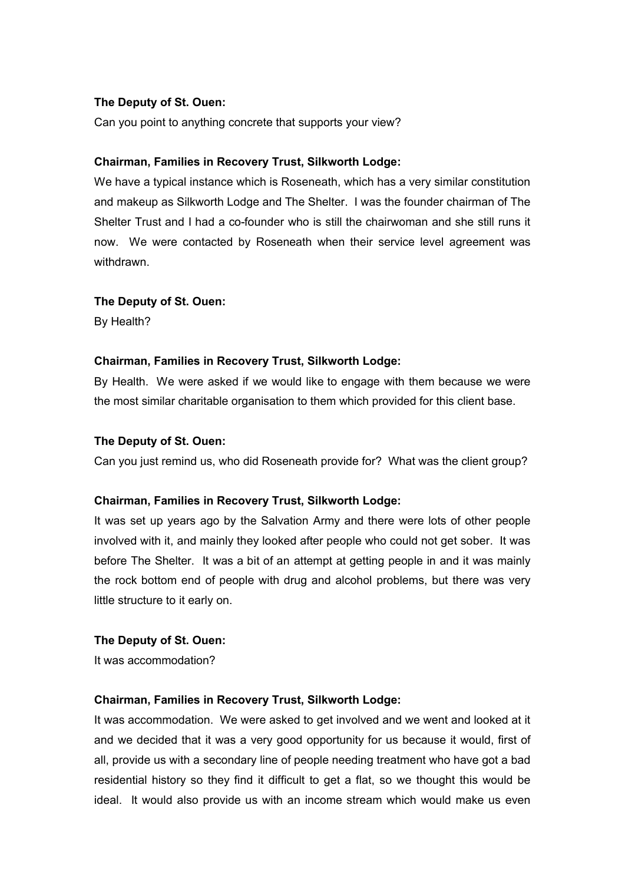**The Deputy of St. Ouen:**

Can you point to anything concrete that supports your view?

**Chairman, Families in Recovery Trust, Silkworth Lodge:**

We have a typical instance which is Roseneath, which has a very similar constitution and makeup as Silkworth Lodge and The Shelter. I was the founder chairman of The Shelter Trust and I had a co-founder who is still the chairwoman and she still runs it now. We were contacted by Roseneath when their service level agreement was withdrawn.

**The Deputy of St. Ouen:**

By Health?

**Chairman, Families in Recovery Trust, Silkworth Lodge:**

By Health. We were asked if we would like to engage with them because we were the most similar charitable organisation to them which provided for this client base.

**The Deputy of St. Ouen:**

Can you just remind us, who did Roseneath provide for? What was the client group?

**Chairman, Families in Recovery Trust, Silkworth Lodge:**

It was set up years ago by the Salvation Army and there were lots of other people involved with it, and mainly they looked after people who could not get sober. It was before The Shelter. It was a bit of an attempt at getting people in and it was mainly the rock bottom end of people with drug and alcohol problems, but there was very little structure to it early on.

**The Deputy of St. Ouen:**

It was accommodation?

**Chairman, Families in Recovery Trust, Silkworth Lodge:**

It was accommodation. We were asked to get involved and we went and looked at it and we decided that it was a very good opportunity for us because it would, first of all, provide us with a secondary line of people needing treatment who have got a bad residential history so they find it difficult to get a flat, so we thought this would be ideal. It would also provide us with an income stream which would make us even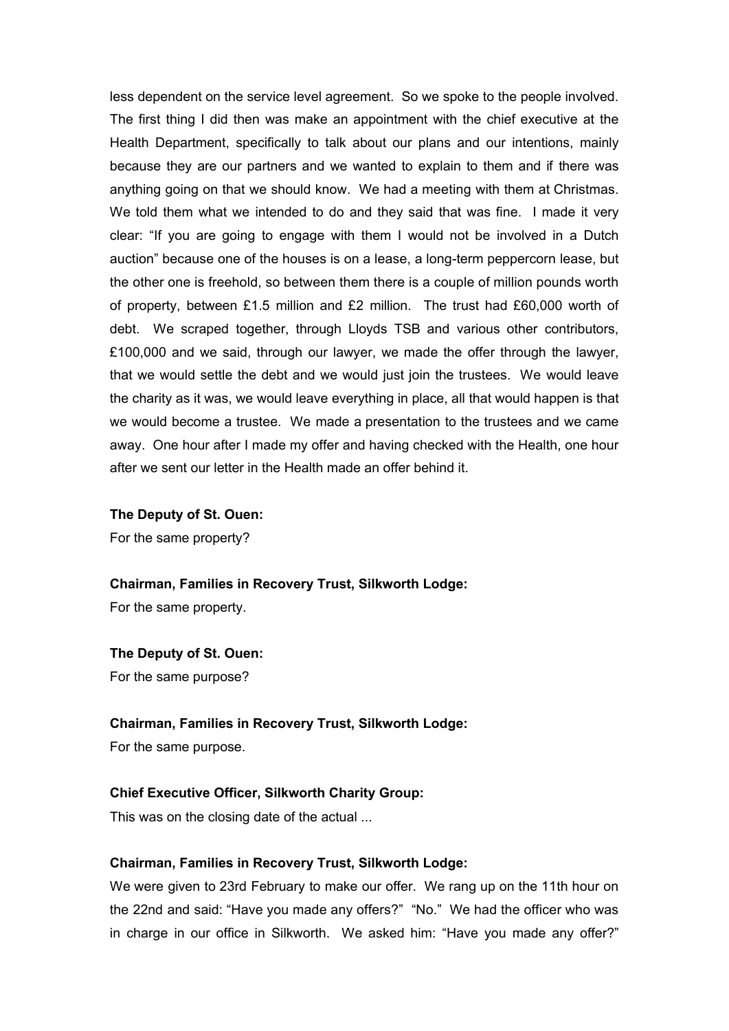less dependent on the service level agreement. So we spoke to the people involved. The first thing I did then was make an appointment with the chief executive at the Health Department, specifically to talk about our plans and our intentions, mainly because they are our partners and we wanted to explain to them and if there was anything going on that we should know. We had a meeting with them at Christmas. We told them what we intended to do and they said that was fine. I made it very clear: "If you are going to engage with them I would not be involved in a Dutch auction" because one of the houses is on a lease, a long-term peppercorn lease, but the other one is freehold, so between them there is a couple of million pounds worth of property, between £1.5 million and £2 million. The trust had £60,000 worth of debt. We scraped together, through Lloyds TSB and various other contributors, £100,000 and we said, through our lawyer, we made the offer through the lawyer, that we would settle the debt and we would just join the trustees. We would leave the charity as it was, we would leave everything in place, all that would happen is that we would become a trustee. We made a presentation to the trustees and we came away. One hour after I made my offer and having checked with the Health, one hour after we sent our letter in the Health made an offer behind it.

**The Deputy of St. Ouen:**
For the same property?

**Chairman, Families in Recovery Trust, Silkworth Lodge:**
For the same property.

**The Deputy of St. Ouen:**
For the same purpose?

**Chairman, Families in Recovery Trust, Silkworth Lodge:**
For the same purpose.

**Chief Executive Officer, Silkworth Charity Group:**
This was on the closing date of the actual ...

**Chairman, Families in Recovery Trust, Silkworth Lodge:**
We were given to 23rd February to make our offer. We rang up on the 11th hour on the 22nd and said: "Have you made any offers?" "No." We had the officer who was in charge in our office in Silkworth. We asked him: "Have you made any offer?"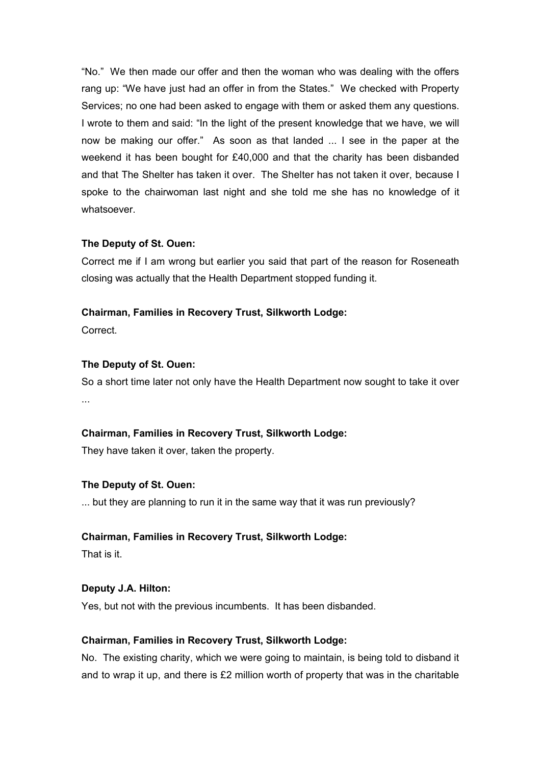"No." We then made our offer and then the woman who was dealing with the offers rang up: "We have just had an offer in from the States." We checked with Property Services; no one had been asked to engage with them or asked them any questions. I wrote to them and said: "In the light of the present knowledge that we have, we will now be making our offer." As soon as that landed ... I see in the paper at the weekend it has been bought for £40,000 and that the charity has been disbanded and that The Shelter has taken it over. The Shelter has not taken it over, because I spoke to the chairwoman last night and she told me she has no knowledge of it whatsoever.

**The Deputy of St. Ouen:**

Correct me if I am wrong but earlier you said that part of the reason for Roseneath closing was actually that the Health Department stopped funding it.

**Chairman, Families in Recovery Trust, Silkworth Lodge:**

Correct.

**The Deputy of St. Ouen:**

So a short time later not only have the Health Department now sought to take it over ...

**Chairman, Families in Recovery Trust, Silkworth Lodge:**

They have taken it over, taken the property.

**The Deputy of St. Ouen:**

... but they are planning to run it in the same way that it was run previously?

**Chairman, Families in Recovery Trust, Silkworth Lodge:**

That is it.

**Deputy J.A. Hilton:**

Yes, but not with the previous incumbents. It has been disbanded.

**Chairman, Families in Recovery Trust, Silkworth Lodge:**

No. The existing charity, which we were going to maintain, is being told to disband it and to wrap it up, and there is £2 million worth of property that was in the charitable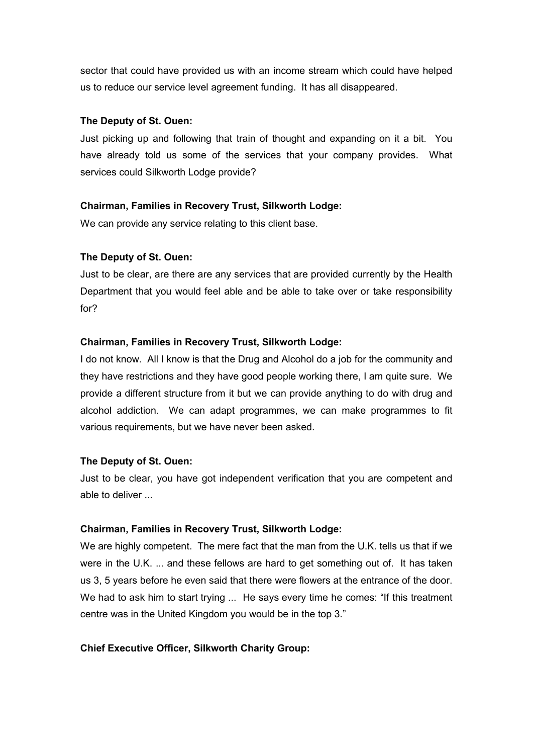sector that could have provided us with an income stream which could have helped us to reduce our service level agreement funding. It has all disappeared.

**The Deputy of St. Ouen:**

Just picking up and following that train of thought and expanding on it a bit. You have already told us some of the services that your company provides. What services could Silkworth Lodge provide?

**Chairman, Families in Recovery Trust, Silkworth Lodge:**

We can provide any service relating to this client base.

**The Deputy of St. Ouen:**

Just to be clear, are there are any services that are provided currently by the Health Department that you would feel able and be able to take over or take responsibility for?

**Chairman, Families in Recovery Trust, Silkworth Lodge:**

I do not know. All I know is that the Drug and Alcohol do a job for the community and they have restrictions and they have good people working there, I am quite sure. We provide a different structure from it but we can provide anything to do with drug and alcohol addiction. We can adapt programmes, we can make programmes to fit various requirements, but we have never been asked.

**The Deputy of St. Ouen:**

Just to be clear, you have got independent verification that you are competent and able to deliver ...

**Chairman, Families in Recovery Trust, Silkworth Lodge:**

We are highly competent. The mere fact that the man from the U.K. tells us that if we were in the U.K. ... and these fellows are hard to get something out of. It has taken us 3, 5 years before he even said that there were flowers at the entrance of the door. We had to ask him to start trying ... He says every time he comes: "If this treatment centre was in the United Kingdom you would be in the top 3."

**Chief Executive Officer, Silkworth Charity Group:**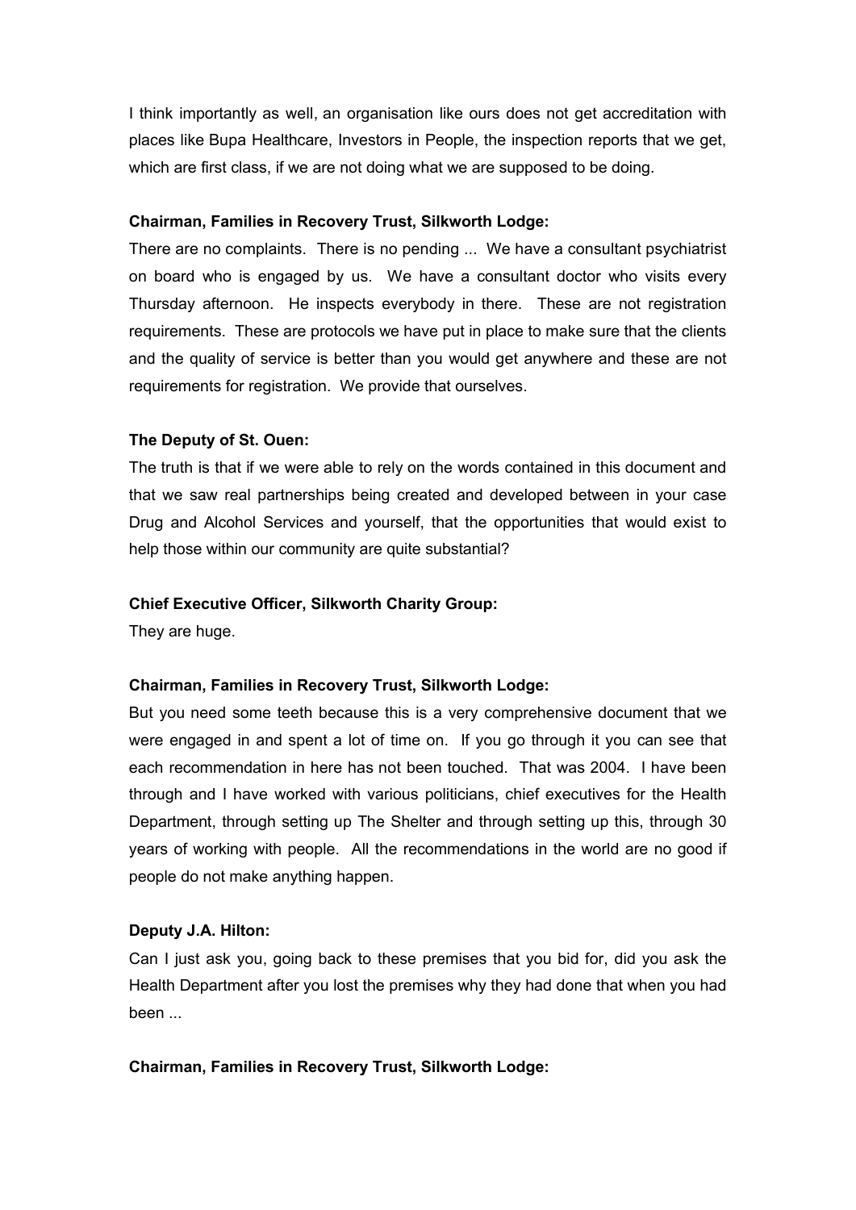I think importantly as well, an organisation like ours does not get accreditation with places like Bupa Healthcare, Investors in People, the inspection reports that we get, which are first class, if we are not doing what we are supposed to be doing.

**Chairman, Families in Recovery Trust, Silkworth Lodge:**

There are no complaints. There is no pending ... We have a consultant psychiatrist on board who is engaged by us. We have a consultant doctor who visits every Thursday afternoon. He inspects everybody in there. These are not registration requirements. These are protocols we have put in place to make sure that the clients and the quality of service is better than you would get anywhere and these are not requirements for registration. We provide that ourselves.

**The Deputy of St. Ouen:**

The truth is that if we were able to rely on the words contained in this document and that we saw real partnerships being created and developed between in your case Drug and Alcohol Services and yourself, that the opportunities that would exist to help those within our community are quite substantial?

**Chief Executive Officer, Silkworth Charity Group:**

They are huge.

**Chairman, Families in Recovery Trust, Silkworth Lodge:**

But you need some teeth because this is a very comprehensive document that we were engaged in and spent a lot of time on. If you go through it you can see that each recommendation in here has not been touched. That was 2004. I have been through and I have worked with various politicians, chief executives for the Health Department, through setting up The Shelter and through setting up this, through 30 years of working with people. All the recommendations in the world are no good if people do not make anything happen.

**Deputy J.A. Hilton:**

Can I just ask you, going back to these premises that you bid for, did you ask the Health Department after you lost the premises why they had done that when you had been ...

**Chairman, Families in Recovery Trust, Silkworth Lodge:**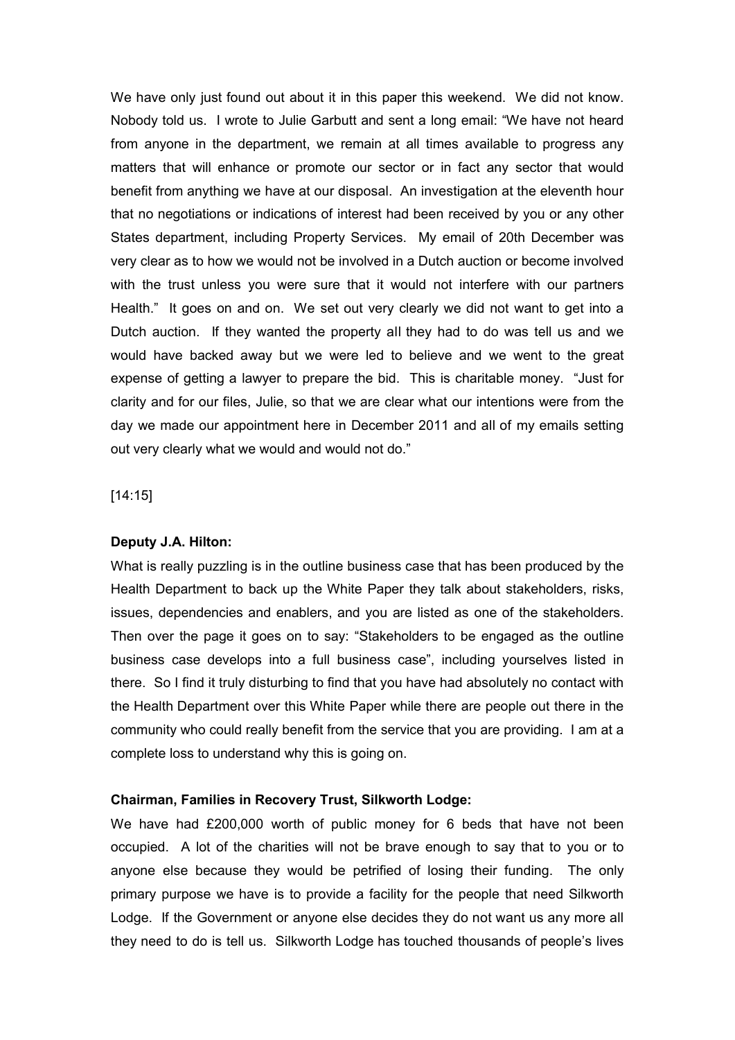We have only just found out about it in this paper this weekend. We did not know. Nobody told us. I wrote to Julie Garbutt and sent a long email: "We have not heard from anyone in the department, we remain at all times available to progress any matters that will enhance or promote our sector or in fact any sector that would benefit from anything we have at our disposal. An investigation at the eleventh hour that no negotiations or indications of interest had been received by you or any other States department, including Property Services. My email of 20th December was very clear as to how we would not be involved in a Dutch auction or become involved with the trust unless you were sure that it would not interfere with our partners Health." It goes on and on. We set out very clearly we did not want to get into a Dutch auction. If they wanted the property all they had to do was tell us and we would have backed away but we were led to believe and we went to the great expense of getting a lawyer to prepare the bid. This is charitable money. "Just for clarity and for our files, Julie, so that we are clear what our intentions were from the day we made our appointment here in December 2011 and all of my emails setting out very clearly what we would and would not do."

[14:15]

**Deputy J.A. Hilton:**

What is really puzzling is in the outline business case that has been produced by the Health Department to back up the White Paper they talk about stakeholders, risks, issues, dependencies and enablers, and you are listed as one of the stakeholders. Then over the page it goes on to say: "Stakeholders to be engaged as the outline business case develops into a full business case", including yourselves listed in there. So I find it truly disturbing to find that you have had absolutely no contact with the Health Department over this White Paper while there are people out there in the community who could really benefit from the service that you are providing. I am at a complete loss to understand why this is going on.

**Chairman, Families in Recovery Trust, Silkworth Lodge:**

We have had £200,000 worth of public money for 6 beds that have not been occupied. A lot of the charities will not be brave enough to say that to you or to anyone else because they would be petrified of losing their funding. The only primary purpose we have is to provide a facility for the people that need Silkworth Lodge. If the Government or anyone else decides they do not want us any more all they need to do is tell us. Silkworth Lodge has touched thousands of people's lives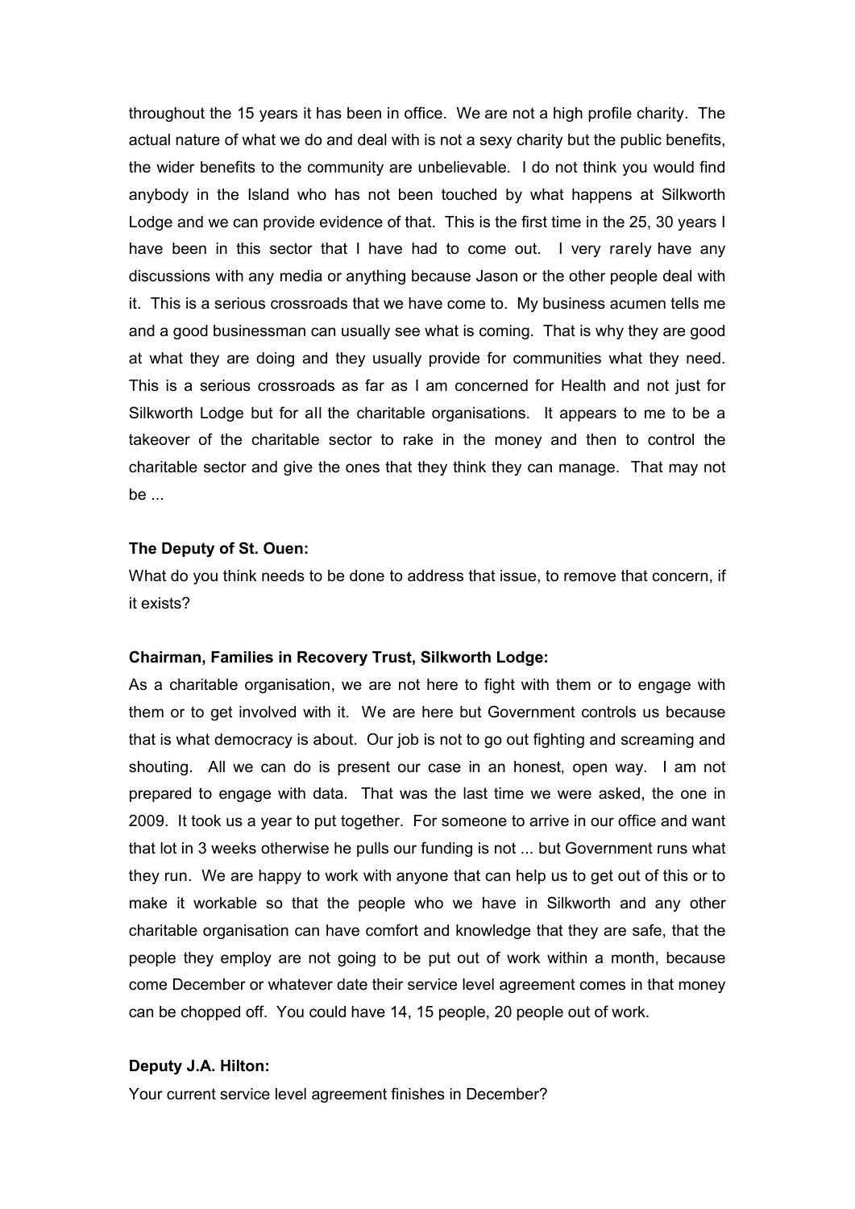throughout the 15 years it has been in office. We are not a high profile charity. The actual nature of what we do and deal with is not a sexy charity but the public benefits, the wider benefits to the community are unbelievable. I do not think you would find anybody in the Island who has not been touched by what happens at Silkworth Lodge and we can provide evidence of that. This is the first time in the 25, 30 years I have been in this sector that I have had to come out. I very rarely have any discussions with any media or anything because Jason or the other people deal with it. This is a serious crossroads that we have come to. My business acumen tells me and a good businessman can usually see what is coming. That is why they are good at what they are doing and they usually provide for communities what they need. This is a serious crossroads as far as I am concerned for Health and not just for Silkworth Lodge but for all the charitable organisations. It appears to me to be a takeover of the charitable sector to rake in the money and then to control the charitable sector and give the ones that they think they can manage. That may not be ...

**The Deputy of St. Ouen:**

What do you think needs to be done to address that issue, to remove that concern, if it exists?

**Chairman, Families in Recovery Trust, Silkworth Lodge:**

As a charitable organisation, we are not here to fight with them or to engage with them or to get involved with it. We are here but Government controls us because that is what democracy is about. Our job is not to go out fighting and screaming and shouting. All we can do is present our case in an honest, open way. I am not prepared to engage with data. That was the last time we were asked, the one in 2009. It took us a year to put together. For someone to arrive in our office and want that lot in 3 weeks otherwise he pulls our funding is not ... but Government runs what they run. We are happy to work with anyone that can help us to get out of this or to make it workable so that the people who we have in Silkworth and any other charitable organisation can have comfort and knowledge that they are safe, that the people they employ are not going to be put out of work within a month, because come December or whatever date their service level agreement comes in that money can be chopped off. You could have 14, 15 people, 20 people out of work.

**Deputy J.A. Hilton:**

Your current service level agreement finishes in December?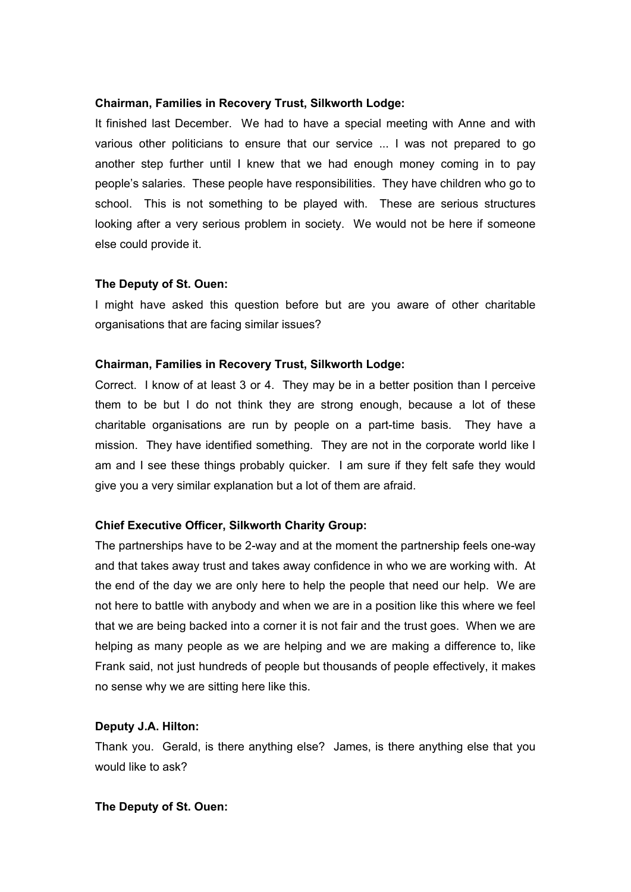**Chairman, Families in Recovery Trust, Silkworth Lodge:**

It finished last December. We had to have a special meeting with Anne and with various other politicians to ensure that our service ... I was not prepared to go another step further until I knew that we had enough money coming in to pay people's salaries. These people have responsibilities. They have children who go to school. This is not something to be played with. These are serious structures looking after a very serious problem in society. We would not be here if someone else could provide it.

**The Deputy of St. Ouen:**

I might have asked this question before but are you aware of other charitable organisations that are facing similar issues?

**Chairman, Families in Recovery Trust, Silkworth Lodge:**

Correct. I know of at least 3 or 4. They may be in a better position than I perceive them to be but I do not think they are strong enough, because a lot of these charitable organisations are run by people on a part-time basis. They have a mission. They have identified something. They are not in the corporate world like I am and I see these things probably quicker. I am sure if they felt safe they would give you a very similar explanation but a lot of them are afraid.

**Chief Executive Officer, Silkworth Charity Group:**

The partnerships have to be 2-way and at the moment the partnership feels one-way and that takes away trust and takes away confidence in who we are working with. At the end of the day we are only here to help the people that need our help. We are not here to battle with anybody and when we are in a position like this where we feel that we are being backed into a corner it is not fair and the trust goes. When we are helping as many people as we are helping and we are making a difference to, like Frank said, not just hundreds of people but thousands of people effectively, it makes no sense why we are sitting here like this.

**Deputy J.A. Hilton:**

Thank you. Gerald, is there anything else? James, is there anything else that you would like to ask?

**The Deputy of St. Ouen:**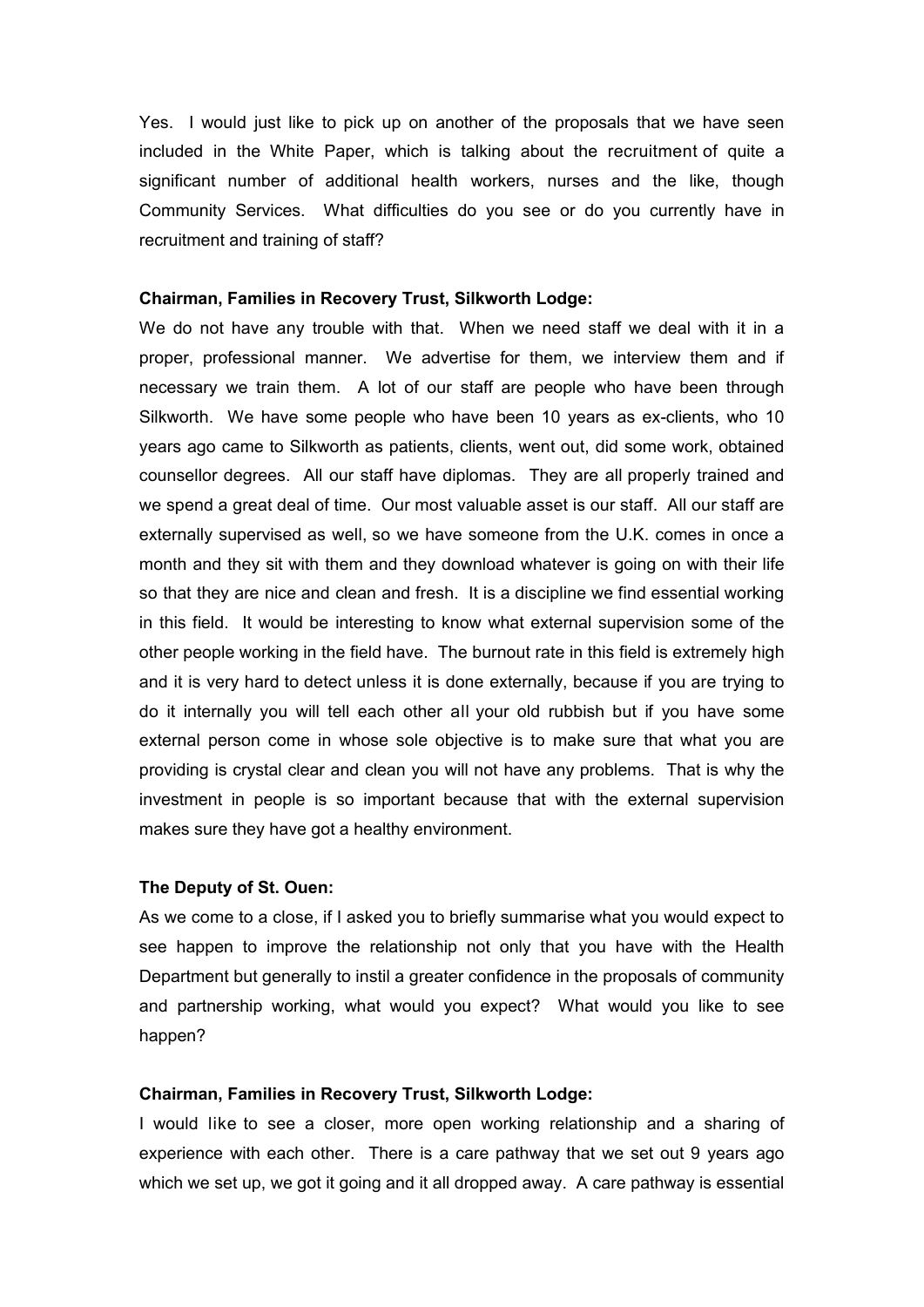Yes. I would just like to pick up on another of the proposals that we have seen included in the White Paper, which is talking about the recruitment of quite a significant number of additional health workers, nurses and the like, though Community Services. What difficulties do you see or do you currently have in recruitment and training of staff?

**Chairman, Families in Recovery Trust, Silkworth Lodge:**

We do not have any trouble with that. When we need staff we deal with it in a proper, professional manner. We advertise for them, we interview them and if necessary we train them. A lot of our staff are people who have been through Silkworth. We have some people who have been 10 years as ex-clients, who 10 years ago came to Silkworth as patients, clients, went out, did some work, obtained counsellor degrees. All our staff have diplomas. They are all properly trained and we spend a great deal of time. Our most valuable asset is our staff. All our staff are externally supervised as well, so we have someone from the U.K. comes in once a month and they sit with them and they download whatever is going on with their life so that they are nice and clean and fresh. It is a discipline we find essential working in this field. It would be interesting to know what external supervision some of the other people working in the field have. The burnout rate in this field is extremely high and it is very hard to detect unless it is done externally, because if you are trying to do it internally you will tell each other all your old rubbish but if you have some external person come in whose sole objective is to make sure that what you are providing is crystal clear and clean you will not have any problems. That is why the investment in people is so important because that with the external supervision makes sure they have got a healthy environment.

**The Deputy of St. Ouen:**

As we come to a close, if I asked you to briefly summarise what you would expect to see happen to improve the relationship not only that you have with the Health Department but generally to instil a greater confidence in the proposals of community and partnership working, what would you expect? What would you like to see happen?

**Chairman, Families in Recovery Trust, Silkworth Lodge:**

I would like to see a closer, more open working relationship and a sharing of experience with each other. There is a care pathway that we set out 9 years ago which we set up, we got it going and it all dropped away. A care pathway is essential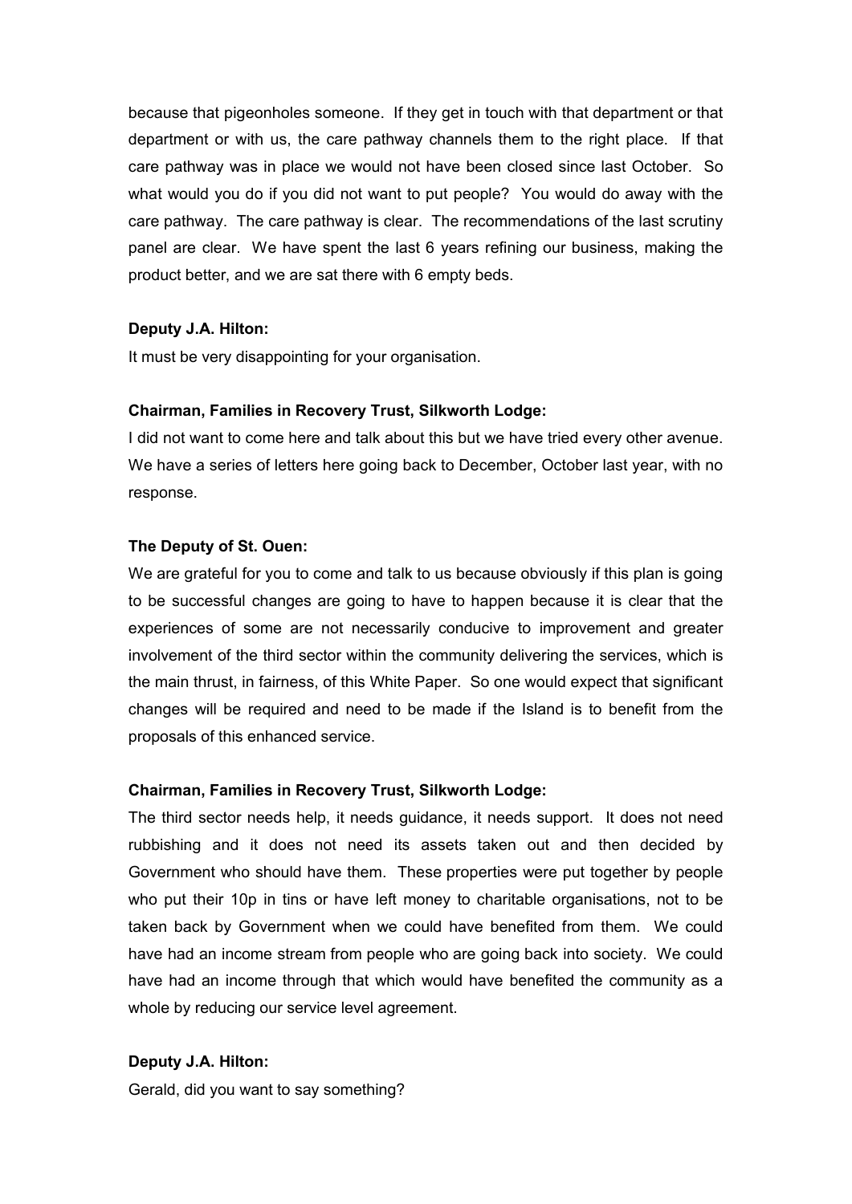because that pigeonholes someone. If they get in touch with that department or that department or with us, the care pathway channels them to the right place. If that care pathway was in place we would not have been closed since last October. So what would you do if you did not want to put people? You would do away with the care pathway. The care pathway is clear. The recommendations of the last scrutiny panel are clear. We have spent the last 6 years refining our business, making the product better, and we are sat there with 6 empty beds.

**Deputy J.A. Hilton:**

It must be very disappointing for your organisation.

**Chairman, Families in Recovery Trust, Silkworth Lodge:**

I did not want to come here and talk about this but we have tried every other avenue. We have a series of letters here going back to December, October last year, with no response.

**The Deputy of St. Ouen:**

We are grateful for you to come and talk to us because obviously if this plan is going to be successful changes are going to have to happen because it is clear that the experiences of some are not necessarily conducive to improvement and greater involvement of the third sector within the community delivering the services, which is the main thrust, in fairness, of this White Paper. So one would expect that significant changes will be required and need to be made if the Island is to benefit from the proposals of this enhanced service.

**Chairman, Families in Recovery Trust, Silkworth Lodge:**

The third sector needs help, it needs guidance, it needs support. It does not need rubbishing and it does not need its assets taken out and then decided by Government who should have them. These properties were put together by people who put their 10p in tins or have left money to charitable organisations, not to be taken back by Government when we could have benefited from them. We could have had an income stream from people who are going back into society. We could have had an income through that which would have benefited the community as a whole by reducing our service level agreement.

**Deputy J.A. Hilton:**

Gerald, did you want to say something?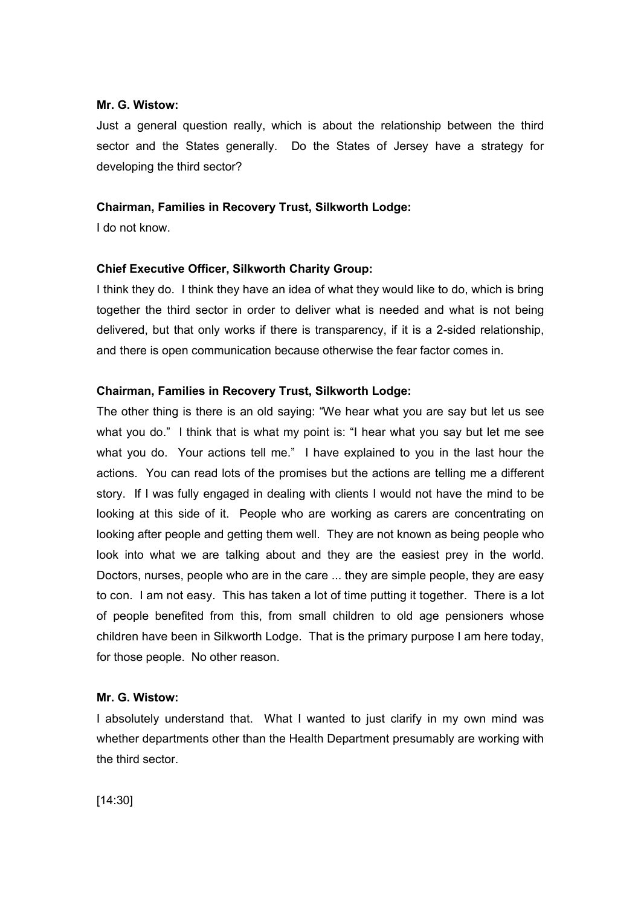**Mr. G. Wistow:**

Just a general question really, which is about the relationship between the third sector and the States generally. Do the States of Jersey have a strategy for developing the third sector?

**Chairman, Families in Recovery Trust, Silkworth Lodge:**

I do not know.

**Chief Executive Officer, Silkworth Charity Group:**

I think they do. I think they have an idea of what they would like to do, which is bring together the third sector in order to deliver what is needed and what is not being delivered, but that only works if there is transparency, if it is a 2-sided relationship, and there is open communication because otherwise the fear factor comes in.

**Chairman, Families in Recovery Trust, Silkworth Lodge:**

The other thing is there is an old saying: "We hear what you are say but let us see what you do." I think that is what my point is: "I hear what you say but let me see what you do. Your actions tell me." I have explained to you in the last hour the actions. You can read lots of the promises but the actions are telling me a different story. If I was fully engaged in dealing with clients I would not have the mind to be looking at this side of it. People who are working as carers are concentrating on looking after people and getting them well. They are not known as being people who look into what we are talking about and they are the easiest prey in the world. Doctors, nurses, people who are in the care ... they are simple people, they are easy to con. I am not easy. This has taken a lot of time putting it together. There is a lot of people benefited from this, from small children to old age pensioners whose children have been in Silkworth Lodge. That is the primary purpose I am here today, for those people. No other reason.

**Mr. G. Wistow:**

I absolutely understand that. What I wanted to just clarify in my own mind was whether departments other than the Health Department presumably are working with the third sector.

[14:30]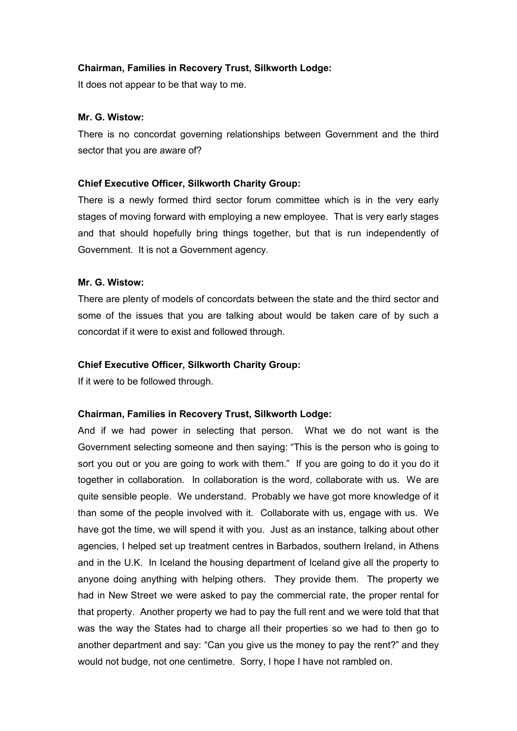**Chairman, Families in Recovery Trust, Silkworth Lodge:**

It does not appear to be that way to me.

**Mr. G. Wistow:**

There is no concordat governing relationships between Government and the third sector that you are aware of?

**Chief Executive Officer, Silkworth Charity Group:**

There is a newly formed third sector forum committee which is in the very early stages of moving forward with employing a new employee. That is very early stages and that should hopefully bring things together, but that is run independently of Government. It is not a Government agency.

**Mr. G. Wistow:**

There are plenty of models of concordats between the state and the third sector and some of the issues that you are talking about would be taken care of by such a concordat if it were to exist and followed through.

**Chief Executive Officer, Silkworth Charity Group:**

If it were to be followed through.

**Chairman, Families in Recovery Trust, Silkworth Lodge:**

And if we had power in selecting that person. What we do not want is the Government selecting someone and then saying: "This is the person who is going to sort you out or you are going to work with them." If you are going to do it you do it together in collaboration. In collaboration is the word, collaborate with us. We are quite sensible people. We understand. Probably we have got more knowledge of it than some of the people involved with it. Collaborate with us, engage with us. We have got the time, we will spend it with you. Just as an instance, talking about other agencies, I helped set up treatment centres in Barbados, southern Ireland, in Athens and in the U.K. In Iceland the housing department of Iceland give all the property to anyone doing anything with helping others. They provide them. The property we had in New Street we were asked to pay the commercial rate, the proper rental for that property. Another property we had to pay the full rent and we were told that that was the way the States had to charge all their properties so we had to then go to another department and say: "Can you give us the money to pay the rent?" and they would not budge, not one centimetre. Sorry, I hope I have not rambled on.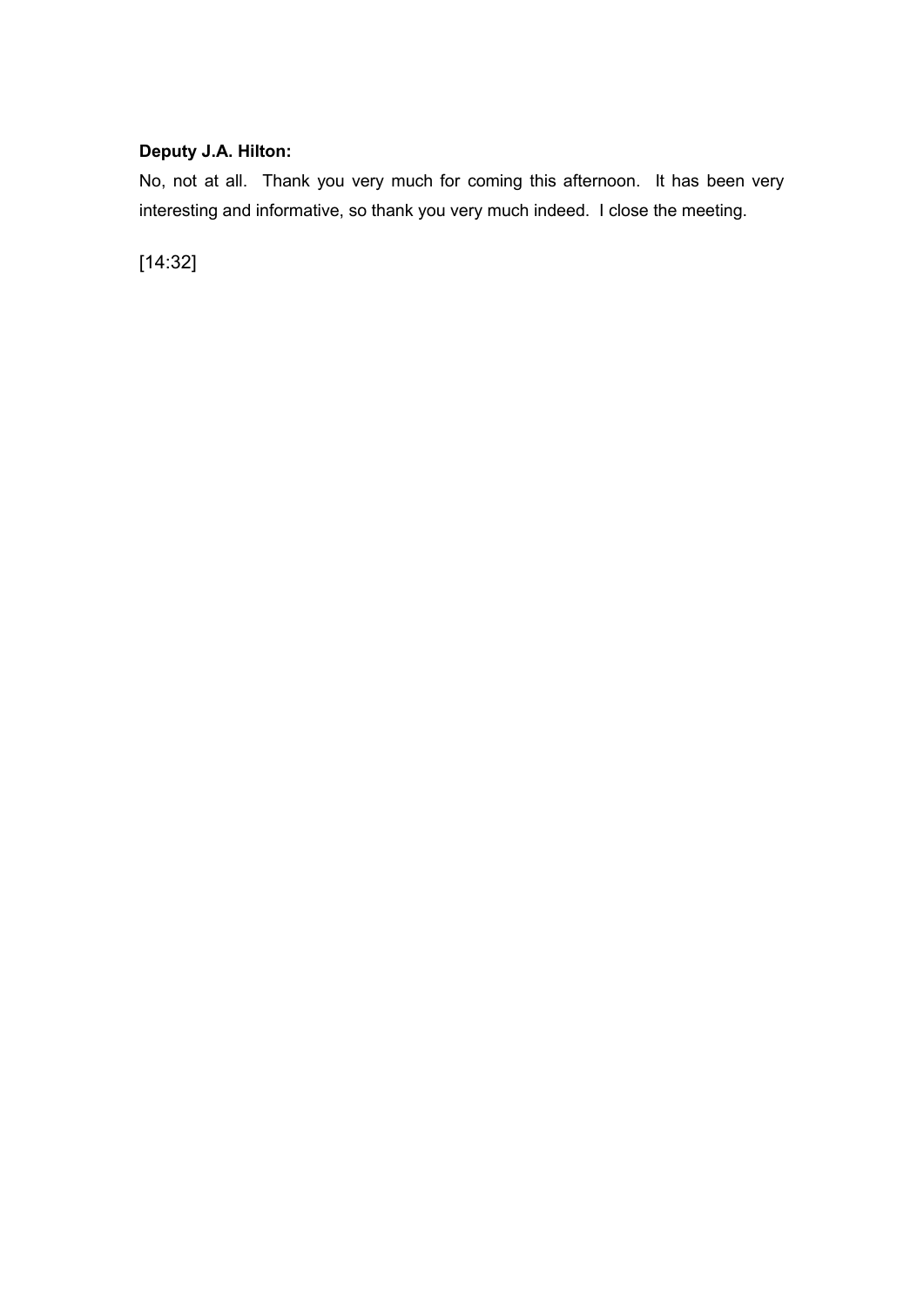**Deputy J.A. Hilton:**

No, not at all. Thank you very much for coming this afternoon. It has been very interesting and informative, so thank you very much indeed. I close the meeting.

[14:32]